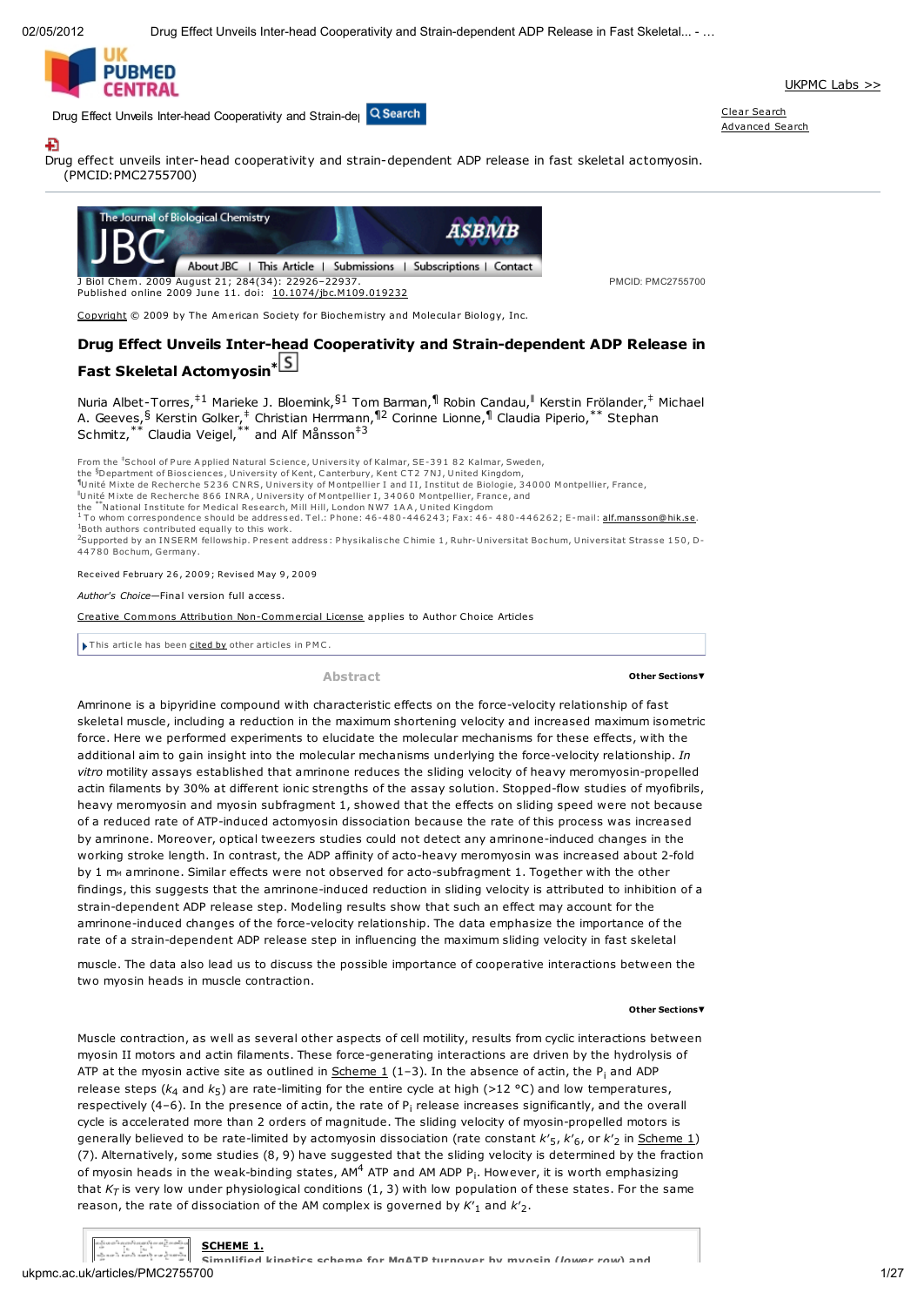Drug effect unveils inter-head cooperativity and strain-dependent ADP release in fast skeletal actomyosin. (PMCID:PMC2755700)

J Biol Chem. 2009 August 21; 284(34): 22926–22937.
Published online 2009 June 11. doi: 10.1074/jbc.M109.019232

PMCID: PMC2755700

Copyright © 2009 by The American Society for Biochemistry and Molecular Biology, Inc.

# Drug Effect Unveils Inter-head Cooperativity and Strain-dependent ADP Release in Fast Skeletal Actomyosin*

Nuria Albet-Torres,[‡1] Marieke J. Bloemink,[§1] Tom Barman,[¶] Robin Candau,[‖] Kerstin Frölander,[‡] Michael A. Geeves,[§] Kerstin Golker,[‡] Christian Herrmann,[¶2] Corinne Lionne,[¶] Claudia Piperio,[**] Stephan Schmitz,[**] Claudia Veigel,[**] and Alf Månsson[‡3]

From the [‡]School of Pure Applied Natural Science, University of Kalmar, SE-391 82 Kalmar, Sweden,
the [§]Department of Biosciences, University of Kent, Canterbury, Kent CT2 7NJ, United Kingdom,
[¶]Unité Mixte de Recherche 5236 CNRS, University of Montpellier I and II, Institut de Biologie, 34000 Montpellier, France,
[‖]Unité Mixte de Recherche 866 INRA, University of Montpellier I, 34060 Montpellier, France, and
the [**]National Institute for Medical Research, Mill Hill, London NW7 1AA, United Kingdom
[3]To whom correspondence should be addressed. Tel.: Phone: 46-480-446243; Fax: 46- 480-446262; E-mail: alf.mansson@hik.se.
[1]Both authors contributed equally to this work.
[2]Supported by an INSERM fellowship. Present address: Physikalische Chimie 1, Ruhr-Universitat Bochum, Universitat Strasse 150, D-44780 Bochum, Germany.

Received February 26, 2009; Revised May 9, 2009

*Author's Choice*—Final version full access.

Creative Commons Attribution Non-Commercial License applies to Author Choice Articles

This article has been cited by other articles in PMC.

## Abstract

Amrinone is a bipyridine compound with characteristic effects on the force-velocity relationship of fast skeletal muscle, including a reduction in the maximum shortening velocity and increased maximum isometric force. Here we performed experiments to elucidate the molecular mechanisms for these effects, with the additional aim to gain insight into the molecular mechanisms underlying the force-velocity relationship. *In vitro* motility assays established that amrinone reduces the sliding velocity of heavy meromyosin-propelled actin filaments by 30% at different ionic strengths of the assay solution. Stopped-flow studies of myofibrils, heavy meromyosin and myosin subfragment 1, showed that the effects on sliding speed were not because of a reduced rate of ATP-induced actomyosin dissociation because the rate of this process was increased by amrinone. Moreover, optical tweezers studies could not detect any amrinone-induced changes in the working stroke length. In contrast, the ADP affinity of acto-heavy meromyosin was increased about 2-fold by 1 mM amrinone. Similar effects were not observed for acto-subfragment 1. Together with the other findings, this suggests that the amrinone-induced reduction in sliding velocity is attributed to inhibition of a strain-dependent ADP release step. Modeling results show that such an effect may account for the amrinone-induced changes of the force-velocity relationship. The data emphasize the importance of the rate of a strain-dependent ADP release step in influencing the maximum sliding velocity in fast skeletal muscle. The data also lead us to discuss the possible importance of cooperative interactions between the two myosin heads in muscle contraction.

Muscle contraction, as well as several other aspects of cell motility, results from cyclic interactions between myosin II motors and actin filaments. These force-generating interactions are driven by the hydrolysis of ATP at the myosin active site as outlined in Scheme 1 (1–3). In the absence of actin, the $P_i$ and ADP release steps ($k_4$ and $k_5$) are rate-limiting for the entire cycle at high (>12 °C) and low temperatures, respectively (4–6). In the presence of actin, the rate of $P_i$ release increases significantly, and the overall cycle is accelerated more than 2 orders of magnitude. The sliding velocity of myosin-propelled motors is generally believed to be rate-limited by actomyosin dissociation (rate constant $k'_5$, $k'_6$, or $k'_2$ in Scheme 1) (7). Alternatively, some studies (8, 9) have suggested that the sliding velocity is determined by the fraction of myosin heads in the weak-binding states, $AM^4$ ATP and AM ADP $P_i$. However, it is worth emphasizing that $K_T$ is very low under physiological conditions (1, 3) with low population of these states. For the same reason, the rate of dissociation of the AM complex is governed by $K'_1$ and $k'_2$.

SCHEME 1.
Simplified kinetics scheme for MgATP turnover by myosin (*lower row*) and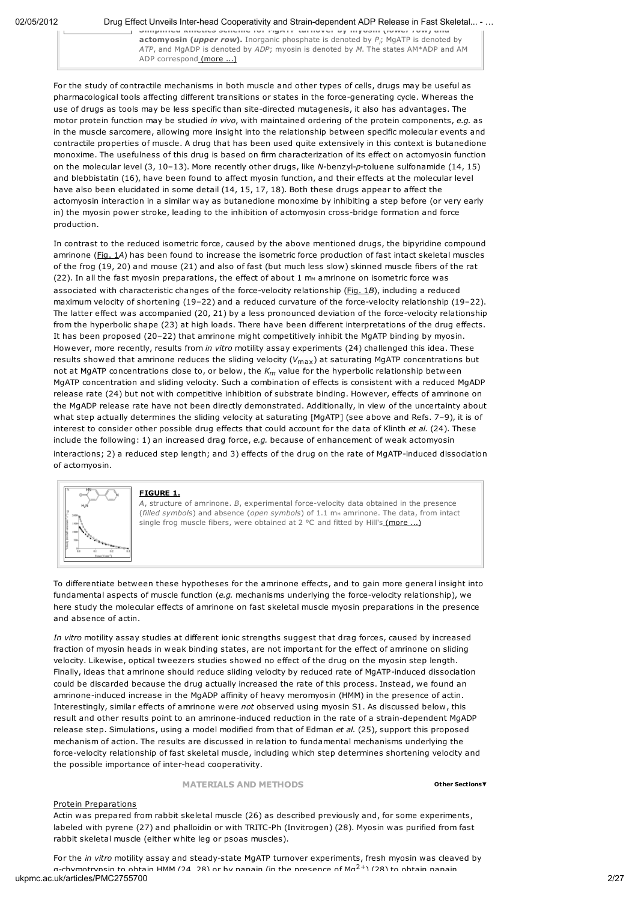**Simplified kinetics scheme for MgATP turnover by myosin (*lower row*) and actomyosin (*upper row*).** Inorganic phosphate is denoted by $P_i$; MgATP is denoted by *ATP*, and MgADP is denoted by *ADP*; myosin is denoted by *M*. The states AM*ADP and AM ADP correspond (more ...)

For the study of contractile mechanisms in both muscle and other types of cells, drugs may be useful as pharmacological tools affecting different transitions or states in the force-generating cycle. Whereas the use of drugs as tools may be less specific than site-directed mutagenesis, it also has advantages. The motor protein function may be studied *in vivo*, with maintained ordering of the protein components, *e.g.* as in the muscle sarcomere, allowing more insight into the relationship between specific molecular events and contractile properties of muscle. A drug that has been used quite extensively in this context is butanedione monoxime. The usefulness of this drug is based on firm characterization of its effect on actomyosin function on the molecular level (3, 10–13). More recently other drugs, like *N*-benzyl-*p*-toluene sulfonamide (14, 15) and blebbistatin (16), have been found to affect myosin function, and their effects at the molecular level have also been elucidated in some detail (14, 15, 17, 18). Both these drugs appear to affect the actomyosin interaction in a similar way as butanedione monoxime by inhibiting a step before (or very early in) the myosin power stroke, leading to the inhibition of actomyosin cross-bridge formation and force production.

In contrast to the reduced isometric force, caused by the above mentioned drugs, the bipyridine compound amrinone (Fig. 1*A*) has been found to increase the isometric force production of fast intact skeletal muscles of the frog (19, 20) and mouse (21) and also of fast (but much less slow) skinned muscle fibers of the rat (22). In all the fast myosin preparations, the effect of about 1 mM amrinone on isometric force was associated with characteristic changes of the force-velocity relationship (Fig. 1*B*), including a reduced maximum velocity of shortening (19–22) and a reduced curvature of the force-velocity relationship (19–22). The latter effect was accompanied (20, 21) by a less pronounced deviation of the force-velocity relationship from the hyperbolic shape (23) at high loads. There have been different interpretations of the drug effects. It has been proposed (20–22) that amrinone might competitively inhibit the MgATP binding by myosin. However, more recently, results from *in vitro* motility assay experiments (24) challenged this idea. These results showed that amrinone reduces the sliding velocity ($V_{max}$) at saturating MgATP concentrations but not at MgATP concentrations close to, or below, the $K_m$ value for the hyperbolic relationship between MgATP concentration and sliding velocity. Such a combination of effects is consistent with a reduced MgADP release rate (24) but not with competitive inhibition of substrate binding. However, effects of amrinone on the MgADP release rate have not been directly demonstrated. Additionally, in view of the uncertainty about what step actually determines the sliding velocity at saturating [MgATP] (see above and Refs. 7–9), it is of interest to consider other possible drug effects that could account for the data of Klinth *et al.* (24). These include the following: 1) an increased drag force, *e.g.* because of enhancement of weak actomyosin interactions; 2) a reduced step length; and 3) effects of the drug on the rate of MgATP-induced dissociation of actomyosin.

**FIGURE 1.**
*A*, structure of amrinone. *B*, experimental force-velocity data obtained in the presence (*filled symbols*) and absence (*open symbols*) of 1.1 mM amrinone. The data, from intact single frog muscle fibers, were obtained at 2 °C and fitted by Hill's (more ...)

To differentiate between these hypotheses for the amrinone effects, and to gain more general insight into fundamental aspects of muscle function (*e.g.* mechanisms underlying the force-velocity relationship), we here study the molecular effects of amrinone on fast skeletal muscle myosin preparations in the presence and absence of actin.

*In vitro* motility assay studies at different ionic strengths suggest that drag forces, caused by increased fraction of myosin heads in weak binding states, are not important for the effect of amrinone on sliding velocity. Likewise, optical tweezers studies showed no effect of the drug on the myosin step length. Finally, ideas that amrinone should reduce sliding velocity by reduced rate of MgATP-induced dissociation could be discarded because the drug actually increased the rate of this process. Instead, we found an amrinone-induced increase in the MgADP affinity of heavy meromyosin (HMM) in the presence of actin. Interestingly, similar effects of amrinone were *not* observed using myosin S1. As discussed below, this result and other results point to an amrinone-induced reduction in the rate of a strain-dependent MgADP release step. Simulations, using a model modified from that of Edman *et al.* (25), support this proposed mechanism of action. The results are discussed in relation to fundamental mechanisms underlying the force-velocity relationship of fast skeletal muscle, including which step determines shortening velocity and the possible importance of inter-head cooperativity.

## MATERIALS AND METHODS

### Protein Preparations

Actin was prepared from rabbit skeletal muscle (26) as described previously and, for some experiments, labeled with pyrene (27) and phalloidin or with TRITC-Ph (Invitrogen) (28). Myosin was purified from fast rabbit skeletal muscle (either white leg or psoas muscles).

For the *in vitro* motility assay and steady-state MgATP turnover experiments, fresh myosin was cleaved by α-chymotrypsin to obtain HMM (24, 28) or by papain (in the presence of $Mg^{2+}$) (28) to obtain papain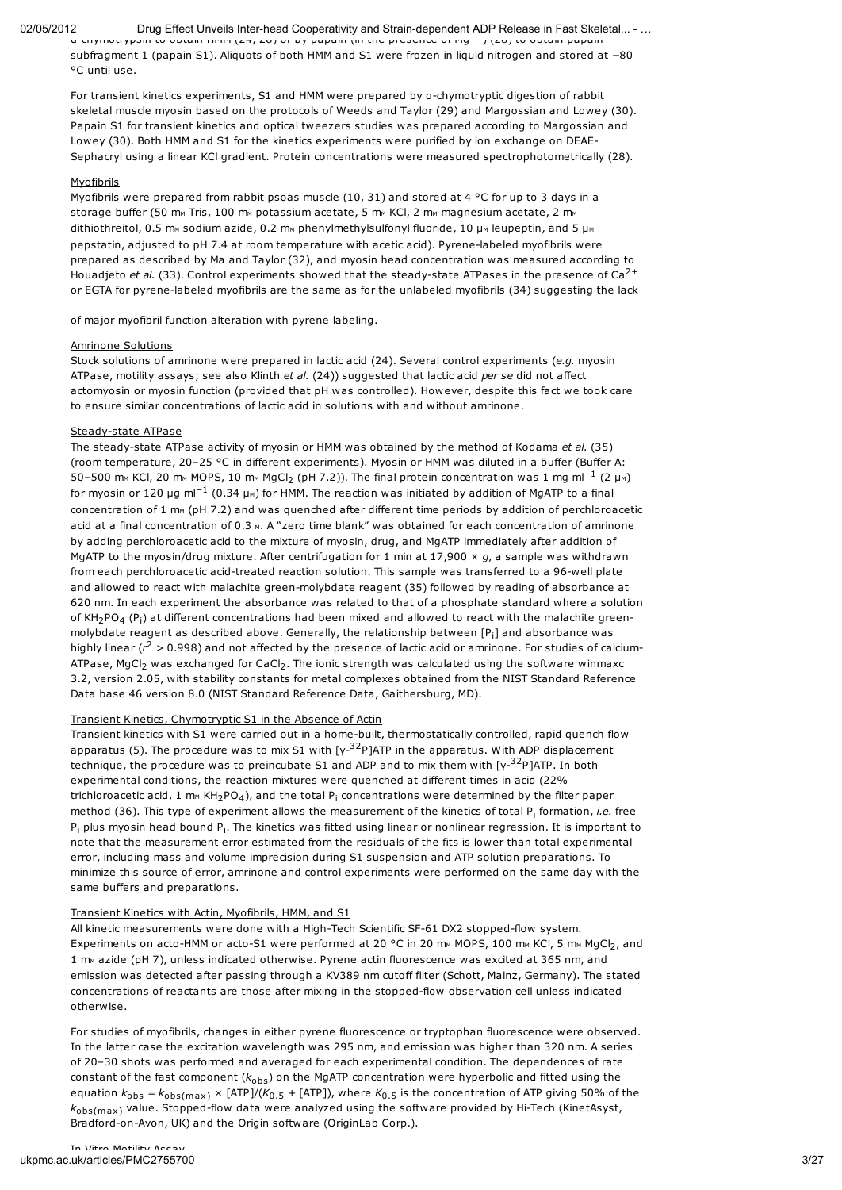α-chymotrypsin to obtain HMM (24, 28) or by papain (in the presence of $Mg^{2+}$) (28) to obtain papain subfragment 1 (papain S1). Aliquots of both HMM and S1 were frozen in liquid nitrogen and stored at −80 °C until use.

For transient kinetics experiments, S1 and HMM were prepared by α-chymotryptic digestion of rabbit skeletal muscle myosin based on the protocols of Weeds and Taylor (29) and Margossian and Lowey (30). Papain S1 for transient kinetics and optical tweezers studies was prepared according to Margossian and Lowey (30). Both HMM and S1 for the kinetics experiments were purified by ion exchange on DEAE-Sephacryl using a linear KCl gradient. Protein concentrations were measured spectrophotometrically (28).

### Myofibrils

Myofibrils were prepared from rabbit psoas muscle (10, 31) and stored at 4 °C for up to 3 days in a storage buffer (50 mM Tris, 100 mM potassium acetate, 5 mM KCl, 2 mM magnesium acetate, 2 mM dithiothreitol, 0.5 mM sodium azide, 0.2 mM phenylmethylsulfonyl fluoride, 10 μM leupeptin, and 5 μM pepstatin, adjusted to pH 7.4 at room temperature with acetic acid). Pyrene-labeled myofibrils were prepared as described by Ma and Taylor (32), and myosin head concentration was measured according to Houadjeto *et al.* (33). Control experiments showed that the steady-state ATPases in the presence of $Ca^{2+}$ or EGTA for pyrene-labeled myofibrils are the same as for the unlabeled myofibrils (34) suggesting the lack of major myofibril function alteration with pyrene labeling.

### Amrinone Solutions

Stock solutions of amrinone were prepared in lactic acid (24). Several control experiments (*e.g.* myosin ATPase, motility assays; see also Klinth *et al.* (24)) suggested that lactic acid *per se* did not affect actomyosin or myosin function (provided that pH was controlled). However, despite this fact we took care to ensure similar concentrations of lactic acid in solutions with and without amrinone.

### Steady-state ATPase

The steady-state ATPase activity of myosin or HMM was obtained by the method of Kodama *et al.* (35) (room temperature, 20–25 °C in different experiments). Myosin or HMM was diluted in a buffer (Buffer A: 50–500 mM KCl, 20 mM MOPS, 10 mM $MgCl_2$ (pH 7.2)). The final protein concentration was 1 mg $ml^{-1}$ (2 μM) for myosin or 120 μg $ml^{-1}$ (0.34 μM) for HMM. The reaction was initiated by addition of MgATP to a final concentration of 1 mM (pH 7.2) and was quenched after different time periods by addition of perchloroacetic acid at a final concentration of 0.3 M. A "zero time blank" was obtained for each concentration of amrinone by adding perchloroacetic acid to the mixture of myosin, drug, and MgATP immediately after addition of MgATP to the myosin/drug mixture. After centrifugation for 1 min at 17,900 × *g*, a sample was withdrawn from each perchloroacetic acid-treated reaction solution. This sample was transferred to a 96-well plate and allowed to react with malachite green-molybdate reagent (35) followed by reading of absorbance at 620 nm. In each experiment the absorbance was related to that of a phosphate standard where a solution of $KH_2PO_4$ ($P_i$) at different concentrations had been mixed and allowed to react with the malachite green-molybdate reagent as described above. Generally, the relationship between [$P_i$] and absorbance was highly linear ($r^2$ > 0.998) and not affected by the presence of lactic acid or amrinone. For studies of calcium-ATPase, $MgCl_2$ was exchanged for $CaCl_2$. The ionic strength was calculated using the software winmaxc 3.2, version 2.05, with stability constants for metal complexes obtained from the NIST Standard Reference Data base 46 version 8.0 (NIST Standard Reference Data, Gaithersburg, MD).

### Transient Kinetics, Chymotryptic S1 in the Absence of Actin

Transient kinetics with S1 were carried out in a home-built, thermostatically controlled, rapid quench flow apparatus (5). The procedure was to mix S1 with [γ-$^{32}$P]ATP in the apparatus. With ADP displacement technique, the procedure was to preincubate S1 and ADP and to mix them with [γ-$^{32}$P]ATP. In both experimental conditions, the reaction mixtures were quenched at different times in acid (22% trichloroacetic acid, 1 mM $KH_2PO_4$), and the total $P_i$ concentrations were determined by the filter paper method (36). This type of experiment allows the measurement of the kinetics of total $P_i$ formation, *i.e.* free $P_i$ plus myosin head bound $P_i$. The kinetics was fitted using linear or nonlinear regression. It is important to note that the measurement error estimated from the residuals of the fits is lower than total experimental error, including mass and volume imprecision during S1 suspension and ATP solution preparations. To minimize this source of error, amrinone and control experiments were performed on the same day with the same buffers and preparations.

### Transient Kinetics with Actin, Myofibrils, HMM, and S1

All kinetic measurements were done with a High-Tech Scientific SF-61 DX2 stopped-flow system. Experiments on acto-HMM or acto-S1 were performed at 20 °C in 20 mM MOPS, 100 mM KCl, 5 mM $MgCl_2$, and 1 mM azide (pH 7), unless indicated otherwise. Pyrene actin fluorescence was excited at 365 nm, and emission was detected after passing through a KV389 nm cutoff filter (Schott, Mainz, Germany). The stated concentrations of reactants are those after mixing in the stopped-flow observation cell unless indicated otherwise.

For studies of myofibrils, changes in either pyrene fluorescence or tryptophan fluorescence were observed. In the latter case the excitation wavelength was 295 nm, and emission was higher than 320 nm. A series of 20–30 shots was performed and averaged for each experimental condition. The dependences of rate constant of the fast component ($k_{obs}$) on the MgATP concentration were hyperbolic and fitted using the equation $k_{obs} = k_{obs(max)} \times [ATP]/(K_{0.5} + [ATP])$, where $K_{0.5}$ is the concentration of ATP giving 50% of the $k_{obs(max)}$ value. Stopped-flow data were analyzed using the software provided by Hi-Tech (KinetAsyst, Bradford-on-Avon, UK) and the Origin software (OriginLab Corp.).

### In Vitro Motility Assay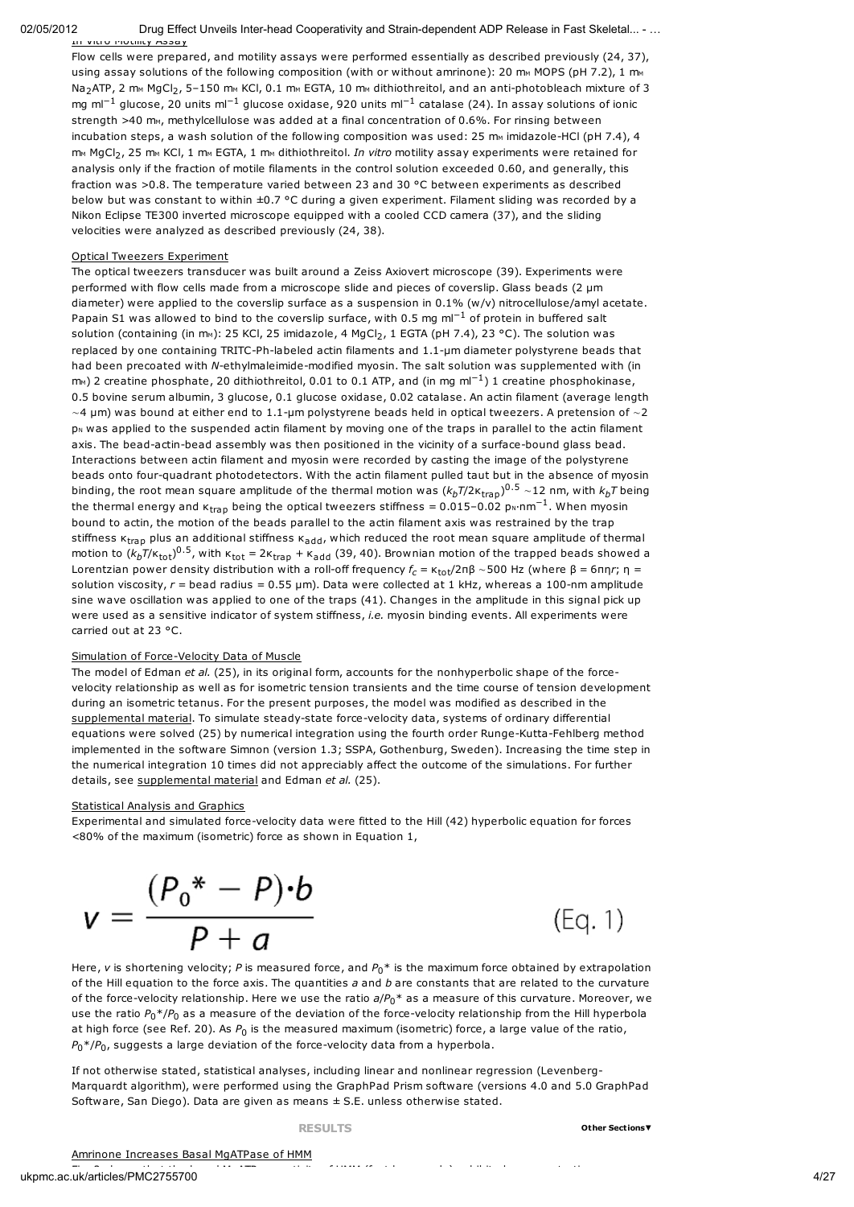### In Vitro Motility Assay

Flow cells were prepared, and motility assays were performed essentially as described previously (24, 37), using assay solutions of the following composition (with or without amrinone): 20 mM MOPS (pH 7.2), 1 mM $Na_2ATP$, 2 mM $MgCl_2$, 5–150 mM KCl, 0.1 mM EGTA, 10 mM dithiothreitol, and an anti-photobleach mixture of 3 mg $ml^{-1}$ glucose, 20 units $ml^{-1}$ glucose oxidase, 920 units $ml^{-1}$ catalase (24). In assay solutions of ionic strength >40 mM, methylcellulose was added at a final concentration of 0.6%. For rinsing between incubation steps, a wash solution of the following composition was used: 25 mM imidazole-HCl (pH 7.4), 4 mM $MgCl_2$, 25 mM KCl, 1 mM EGTA, 1 mM dithiothreitol. *In vitro* motility assay experiments were retained for analysis only if the fraction of motile filaments in the control solution exceeded 0.60, and generally, this fraction was >0.8. The temperature varied between 23 and 30 °C between experiments as described below but was constant to within ±0.7 °C during a given experiment. Filament sliding was recorded by a Nikon Eclipse TE300 inverted microscope equipped with a cooled CCD camera (37), and the sliding velocities were analyzed as described previously (24, 38).

### Optical Tweezers Experiment

The optical tweezers transducer was built around a Zeiss Axiovert microscope (39). Experiments were performed with flow cells made from a microscope slide and pieces of coverslip. Glass beads (2 µm diameter) were applied to the coverslip surface as a suspension in 0.1% (w/v) nitrocellulose/amyl acetate. Papain S1 was allowed to bind to the coverslip surface, with 0.5 mg $ml^{-1}$ of protein in buffered salt solution (containing (in mM): 25 KCl, 25 imidazole, 4 $MgCl_2$, 1 EGTA (pH 7.4), 23 °C). The solution was replaced by one containing TRITC-Ph-labeled actin filaments and 1.1-µm diameter polystyrene beads that had been precoated with *N*-ethylmaleimide-modified myosin. The salt solution was supplemented with (in mM) 2 creatine phosphate, 20 dithiothreitol, 0.01 to 0.1 ATP, and (in mg $ml^{-1}$) 1 creatine phosphokinase, 0.5 bovine serum albumin, 3 glucose, 0.1 glucose oxidase, 0.02 catalase. An actin filament (average length ~4 µm) was bound at either end to 1.1-µm polystyrene beads held in optical tweezers. A pretension of ~2 pN was applied to the suspended actin filament by moving one of the traps in parallel to the actin filament axis. The bead-actin-bead assembly was then positioned in the vicinity of a surface-bound glass bead. Interactions between actin filament and myosin were recorded by casting the image of the polystyrene beads onto four-quadrant photodetectors. With the actin filament pulled taut but in the absence of myosin binding, the root mean square amplitude of the thermal motion was $(k_bT/2\kappa_{trap})^{0.5}$ ~12 nm, with $k_bT$ being the thermal energy and $\kappa_{trap}$ being the optical tweezers stiffness = 0.015–0.02 pN·$nm^{-1}$. When myosin bound to actin, the motion of the beads parallel to the actin filament axis was restrained by the trap stiffness $\kappa_{trap}$ plus an additional stiffness $\kappa_{add}$, which reduced the root mean square amplitude of thermal motion to $(k_bT/\kappa_{tot})^{0.5}$, with $\kappa_{tot} = 2\kappa_{trap} + \kappa_{add}$ (39, 40). Brownian motion of the trapped beads showed a Lorentzian power density distribution with a roll-off frequency $f_c = \kappa_{tot}/2\pi\beta$ ~500 Hz (where $\beta = 6\pi\eta r$; $\eta$ = solution viscosity, $r$ = bead radius = 0.55 µm). Data were collected at 1 kHz, whereas a 100-nm amplitude sine wave oscillation was applied to one of the traps (41). Changes in the amplitude in this signal pick up were used as a sensitive indicator of system stiffness, *i.e.* myosin binding events. All experiments were carried out at 23 °C.

### Simulation of Force-Velocity Data of Muscle

The model of Edman *et al.* (25), in its original form, accounts for the nonhyperbolic shape of the force-velocity relationship as well as for isometric tension transients and the time course of tension development during an isometric tetanus. For the present purposes, the model was modified as described in the supplemental material. To simulate steady-state force-velocity data, systems of ordinary differential equations were solved (25) by numerical integration using the fourth order Runge-Kutta-Fehlberg method implemented in the software Simnon (version 1.3; SSPA, Gothenburg, Sweden). Increasing the time step in the numerical integration 10 times did not appreciably affect the outcome of the simulations. For further details, see supplemental material and Edman *et al.* (25).

### Statistical Analysis and Graphics

Experimental and simulated force-velocity data were fitted to the Hill (42) hyperbolic equation for forces <80% of the maximum (isometric) force as shown in Equation 1,

$$v = \frac{(P_0^* - P)\cdot b}{P + a} \qquad \text{(Eq. 1)}$$

Here, $v$ is shortening velocity; $P$ is measured force, and $P_0^*$ is the maximum force obtained by extrapolation of the Hill equation to the force axis. The quantities $a$ and $b$ are constants that are related to the curvature of the force-velocity relationship. Here we use the ratio $a/P_0^*$ as a measure of this curvature. Moreover, we use the ratio $P_0^*/P_0$ as a measure of the deviation of the force-velocity relationship from the Hill hyperbola at high force (see Ref. 20). As $P_0$ is the measured maximum (isometric) force, a large value of the ratio, $P_0^*/P_0$, suggests a large deviation of the force-velocity data from a hyperbola.

If not otherwise stated, statistical analyses, including linear and nonlinear regression (Levenberg-Marquardt algorithm), were performed using the GraphPad Prism software (versions 4.0 and 5.0 GraphPad Software, San Diego). Data are given as means ± S.E. unless otherwise stated.

## RESULTS

### Amrinone Increases Basal MgATPase of HMM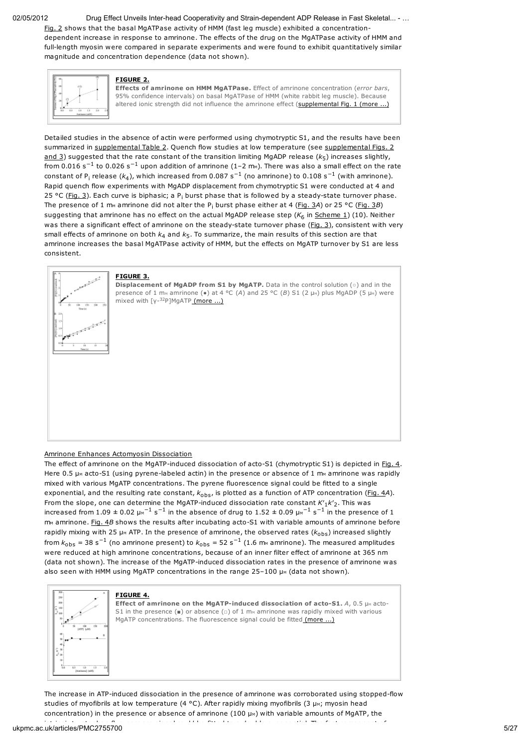Fig. 2 shows that the basal MgATPase activity of HMM (fast leg muscle) exhibited a concentration-dependent increase in response to amrinone. The effects of the drug on the MgATPase activity of HMM and full-length myosin were compared in separate experiments and were found to exhibit quantitatively similar magnitude and concentration dependence (data not shown).

**FIGURE 2.**

**Effects of amrinone on HMM MgATPase.** Effect of amrinone concentration (*error bars*, 95% confidence intervals) on basal MgATPase of HMM (white rabbit leg muscle). Because altered ionic strength did not influence the amrinone effect (supplemental Fig. 1 (more ...)

Detailed studies in the absence of actin were performed using chymotryptic S1, and the results have been summarized in supplemental Table 2. Quench flow studies at low temperature (see supplemental Figs. 2 and 3) suggested that the rate constant of the transition limiting MgADP release ($k_5$) increases slightly, from 0.016 $s^{-1}$ to 0.026 $s^{-1}$ upon addition of amrinone (1–2 mM). There was also a small effect on the rate constant of $P_i$ release ($k_4$), which increased from 0.087 $s^{-1}$ (no amrinone) to 0.108 $s^{-1}$ (with amrinone). Rapid quench flow experiments with MgADP displacement from chymotryptic S1 were conducted at 4 and 25 °C (Fig. 3). Each curve is biphasic; a $P_i$ burst phase that is followed by a steady-state turnover phase. The presence of 1 mM amrinone did not alter the $P_i$ burst phase either at 4 (Fig. 3*A*) or 25 °C (Fig. 3*B*) suggesting that amrinone has no effect on the actual MgADP release step ($K_6$ in Scheme 1) (10). Neither was there a significant effect of amrinone on the steady-state turnover phase (Fig. 3), consistent with very small effects of amrinone on both $k_4$ and $k_5$. To summarize, the main results of this section are that amrinone increases the basal MgATPase activity of HMM, but the effects on MgATP turnover by S1 are less consistent.

**FIGURE 3.**

**Displacement of MgADP from S1 by MgATP.** Data in the control solution (○) and in the presence of 1 mM amrinone (●) at 4 °C (*A*) and 25 °C (*B*) S1 (2 μM) plus MgADP (5 μM) were mixed with [γ-[32]P]MgATP (more ...)

## Amrinone Enhances Actomyosin Dissociation

The effect of amrinone on the MgATP-induced dissociation of acto-S1 (chymotryptic S1) is depicted in Fig. 4. Here 0.5 μM acto-S1 (using pyrene-labeled actin) in the presence or absence of 1 mM amrinone was rapidly mixed with various MgATP concentrations. The pyrene fluorescence signal could be fitted to a single exponential, and the resulting rate constant, $k_{obs}$, is plotted as a function of ATP concentration (Fig. 4*A*). From the slope, one can determine the MgATP-induced dissociation rate constant $K'_1k'_2$. This was increased from 1.09 ± 0.02 $\mu M^{-1}\ s^{-1}$ in the absence of drug to 1.52 ± 0.09 $\mu M^{-1}\ s^{-1}$ in the presence of 1 mM amrinone. Fig. 4*B* shows the results after incubating acto-S1 with variable amounts of amrinone before rapidly mixing with 25 μM ATP. In the presence of amrinone, the observed rates ($k_{obs}$) increased slightly from $k_{obs}$ = 38 $s^{-1}$ (no amrinone present) to $k_{obs}$ = 52 $s^{-1}$ (1.6 mM amrinone). The measured amplitudes were reduced at high amrinone concentrations, because of an inner filter effect of amrinone at 365 nm (data not shown). The increase of the MgATP-induced dissociation rates in the presence of amrinone was also seen with HMM using MgATP concentrations in the range 25–100 μM (data not shown).

**FIGURE 4.**

**Effect of amrinone on the MgATP-induced dissociation of acto-S1.** *A*, 0.5 μM acto-S1 in the presence (■) or absence (□) of 1 mM amrinone was rapidly mixed with various MgATP concentrations. The fluorescence signal could be fitted (more ...)

The increase in ATP-induced dissociation in the presence of amrinone was corroborated using stopped-flow studies of myofibrils at low temperature (4 °C). After rapidly mixing myofibrils (3 μM; myosin head concentration) in the presence or absence of amrinone (100 μM) with variable amounts of MgATP, the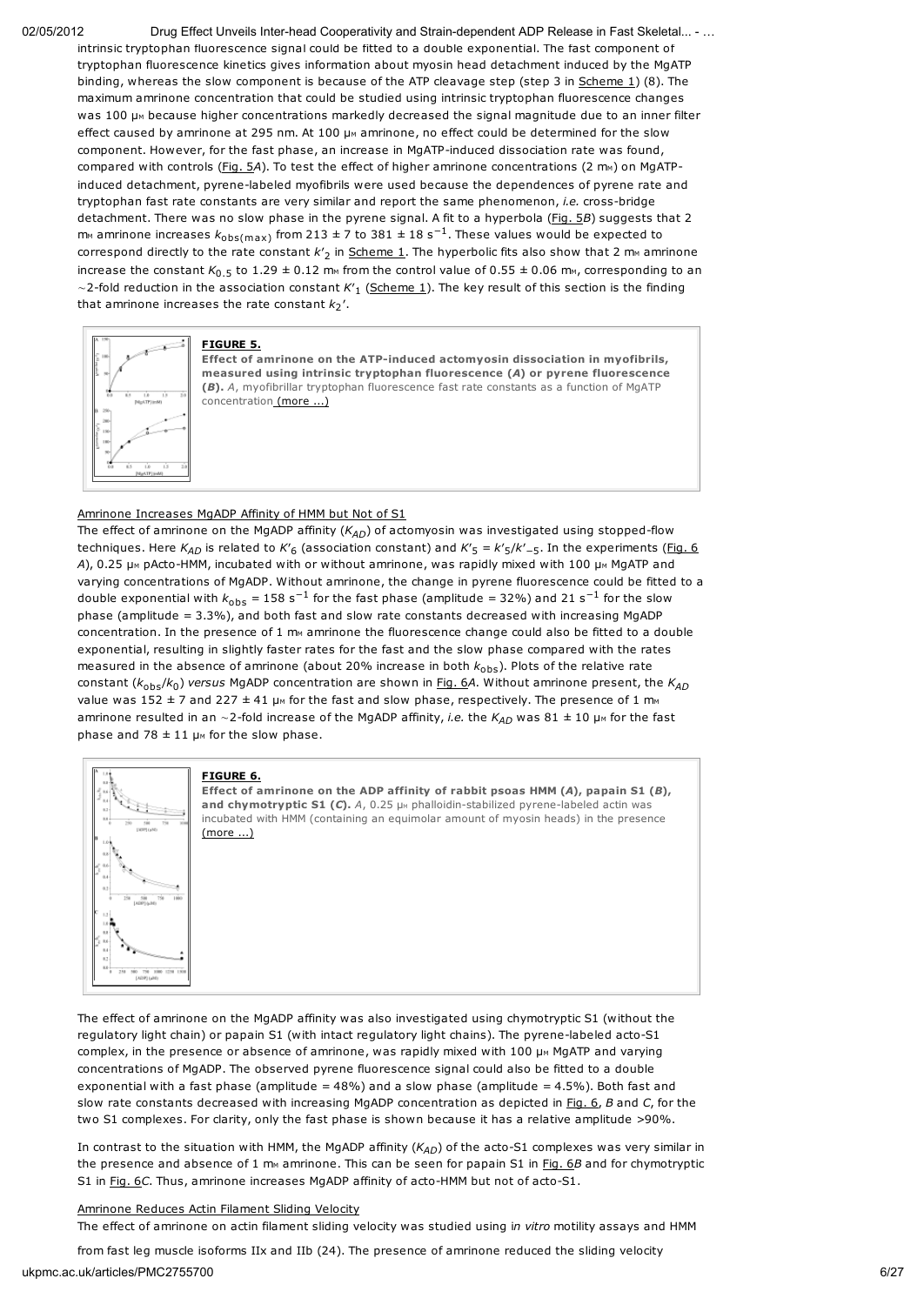intrinsic tryptophan fluorescence signal could be fitted to a double exponential. The fast component of tryptophan fluorescence kinetics gives information about myosin head detachment induced by the MgATP binding, whereas the slow component is because of the ATP cleavage step (step 3 in Scheme 1) (8). The maximum amrinone concentration that could be studied using intrinsic tryptophan fluorescence changes was 100 μM because higher concentrations markedly decreased the signal magnitude due to an inner filter effect caused by amrinone at 295 nm. At 100 μM amrinone, no effect could be determined for the slow component. However, for the fast phase, an increase in MgATP-induced dissociation rate was found, compared with controls (Fig. 5*A*). To test the effect of higher amrinone concentrations (2 mM) on MgATP-induced detachment, pyrene-labeled myofibrils were used because the dependences of pyrene rate and tryptophan fast rate constants are very similar and report the same phenomenon, *i.e.* cross-bridge detachment. There was no slow phase in the pyrene signal. A fit to a hyperbola (Fig. 5*B*) suggests that 2 mM amrinone increases $k_{obs(max)}$ from 213 ± 7 to 381 ± 18 $s^{-1}$. These values would be expected to correspond directly to the rate constant $k'_2$ in Scheme 1. The hyperbolic fits also show that 2 mM amrinone increase the constant $K_{0.5}$ to 1.29 ± 0.12 mM from the control value of 0.55 ± 0.06 mM, corresponding to an ~2-fold reduction in the association constant $K'_1$ (Scheme 1). The key result of this section is the finding that amrinone increases the rate constant $k_2'$.

**FIGURE 5.**
**Effect of amrinone on the ATP-induced actomyosin dissociation in myofibrils, measured using intrinsic tryptophan fluorescence (*A*) or pyrene fluorescence (*B*).** *A*, myofibrillar tryptophan fluorescence fast rate constants as a function of MgATP concentration (more ...)

Amrinone Increases MgADP Affinity of HMM but Not of S1

The effect of amrinone on the MgADP affinity ($K_{AD}$) of actomyosin was investigated using stopped-flow techniques. Here $K_{AD}$ is related to $K'_6$ (association constant) and $K'_5 = k'_5/k'_{-5}$. In the experiments (Fig. 6 *A*), 0.25 μM pActo-HMM, incubated with or without amrinone, was rapidly mixed with 100 μM MgATP and varying concentrations of MgADP. Without amrinone, the change in pyrene fluorescence could be fitted to a double exponential with $k_{obs}$ = 158 $s^{-1}$ for the fast phase (amplitude = 32%) and 21 $s^{-1}$ for the slow phase (amplitude = 3.3%), and both fast and slow rate constants decreased with increasing MgADP concentration. In the presence of 1 mM amrinone the fluorescence change could also be fitted to a double exponential, resulting in slightly faster rates for the fast and the slow phase compared with the rates measured in the absence of amrinone (about 20% increase in both $k_{obs}$). Plots of the relative rate constant ($k_{obs}/k_0$) *versus* MgADP concentration are shown in Fig. 6*A*. Without amrinone present, the $K_{AD}$ value was 152 ± 7 and 227 ± 41 μM for the fast and slow phase, respectively. The presence of 1 mM amrinone resulted in an ~2-fold increase of the MgADP affinity, *i.e.* the $K_{AD}$ was 81 ± 10 μM for the fast phase and 78 ± 11 μM for the slow phase.

**FIGURE 6.**
**Effect of amrinone on the ADP affinity of rabbit psoas HMM (*A*), papain S1 (*B*), and chymotryptic S1 (*C*).** *A*, 0.25 μM phalloidin-stabilized pyrene-labeled actin was incubated with HMM (containing an equimolar amount of myosin heads) in the presence (more ...)

The effect of amrinone on the MgADP affinity was also investigated using chymotryptic S1 (without the regulatory light chain) or papain S1 (with intact regulatory light chains). The pyrene-labeled acto-S1 complex, in the presence or absence of amrinone, was rapidly mixed with 100 μM MgATP and varying concentrations of MgADP. The observed pyrene fluorescence signal could also be fitted to a double exponential with a fast phase (amplitude = 48%) and a slow phase (amplitude = 4.5%). Both fast and slow rate constants decreased with increasing MgADP concentration as depicted in Fig. 6, *B* and *C*, for the two S1 complexes. For clarity, only the fast phase is shown because it has a relative amplitude >90%.

In contrast to the situation with HMM, the MgADP affinity ($K_{AD}$) of the acto-S1 complexes was very similar in the presence and absence of 1 mM amrinone. This can be seen for papain S1 in Fig. 6*B* and for chymotryptic S1 in Fig. 6*C*. Thus, amrinone increases MgADP affinity of acto-HMM but not of acto-S1.

Amrinone Reduces Actin Filament Sliding Velocity

The effect of amrinone on actin filament sliding velocity was studied using *in vitro* motility assays and HMM from fast leg muscle isoforms IIx and IIb (24). The presence of amrinone reduced the sliding velocity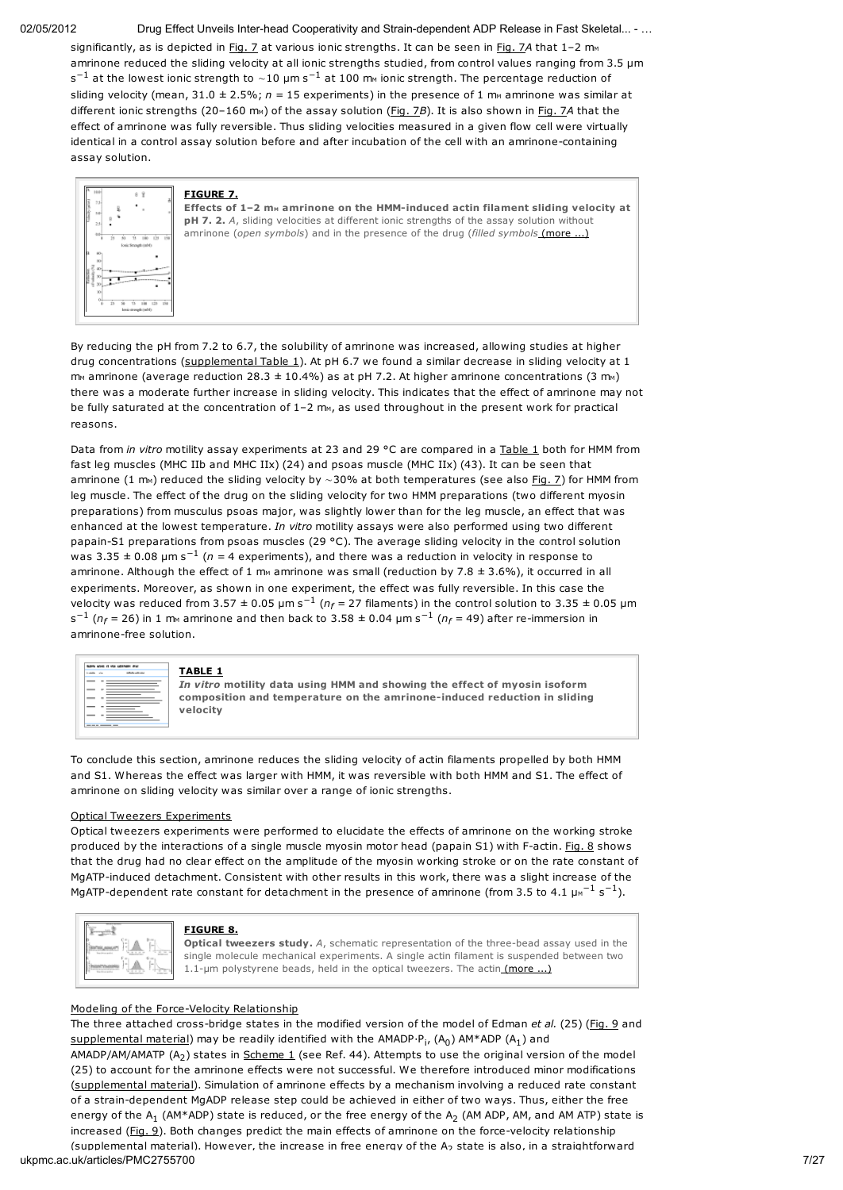significantly, as is depicted in Fig. 7 at various ionic strengths. It can be seen in Fig. 7*A* that 1–2 mM amrinone reduced the sliding velocity at all ionic strengths studied, from control values ranging from 3.5 μm $s^{-1}$ at the lowest ionic strength to ∼10 μm $s^{-1}$ at 100 mM ionic strength. The percentage reduction of sliding velocity (mean, 31.0 ± 2.5%; $n = 15$ experiments) in the presence of 1 mM amrinone was similar at different ionic strengths (20–160 mM) of the assay solution (Fig. 7*B*). It is also shown in Fig. 7*A* that the effect of amrinone was fully reversible. Thus sliding velocities measured in a given flow cell were virtually identical in a control assay solution before and after incubation of the cell with an amrinone-containing assay solution.

**FIGURE 7.**
**Effects of 1–2 mM amrinone on the HMM-induced actin filament sliding velocity at pH 7. 2.** *A*, sliding velocities at different ionic strengths of the assay solution without amrinone (*open symbols*) and in the presence of the drug (*filled symbols* (more ...)

By reducing the pH from 7.2 to 6.7, the solubility of amrinone was increased, allowing studies at higher drug concentrations (supplemental Table 1). At pH 6.7 we found a similar decrease in sliding velocity at 1 mM amrinone (average reduction 28.3 ± 10.4%) as at pH 7.2. At higher amrinone concentrations (3 mM) there was a moderate further increase in sliding velocity. This indicates that the effect of amrinone may not be fully saturated at the concentration of 1–2 mM, as used throughout in the present work for practical reasons.

Data from *in vitro* motility assay experiments at 23 and 29 °C are compared in a Table 1 both for HMM from fast leg muscles (MHC IIb and MHC IIx) (24) and psoas muscle (MHC IIx) (43). It can be seen that amrinone (1 mM) reduced the sliding velocity by ∼30% at both temperatures (see also Fig. 7) for HMM from leg muscle. The effect of the drug on the sliding velocity for two HMM preparations (two different myosin preparations) from musculus psoas major, was slightly lower than for the leg muscle, an effect that was enhanced at the lowest temperature. *In vitro* motility assays were also performed using two different papain-S1 preparations from psoas muscles (29 °C). The average sliding velocity in the control solution was 3.35 ± 0.08 μm $s^{-1}$ ($n = 4$ experiments), and there was a reduction in velocity in response to amrinone. Although the effect of 1 mM amrinone was small (reduction by 7.8 ± 3.6%), it occurred in all experiments. Moreover, as shown in one experiment, the effect was fully reversible. In this case the velocity was reduced from 3.57 ± 0.05 μm $s^{-1}$ ($n_f = 27$ filaments) in the control solution to 3.35 ± 0.05 μm $s^{-1}$ ($n_f = 26$) in 1 mM amrinone and then back to 3.58 ± 0.04 μm $s^{-1}$ ($n_f = 49$) after re-immersion in amrinone-free solution.

**TABLE 1**
***In vitro* motility data using HMM and showing the effect of myosin isoform composition and temperature on the amrinone-induced reduction in sliding velocity**

To conclude this section, amrinone reduces the sliding velocity of actin filaments propelled by both HMM and S1. Whereas the effect was larger with HMM, it was reversible with both HMM and S1. The effect of amrinone on sliding velocity was similar over a range of ionic strengths.

### Optical Tweezers Experiments

Optical tweezers experiments were performed to elucidate the effects of amrinone on the working stroke produced by the interactions of a single muscle myosin motor head (papain S1) with F-actin. Fig. 8 shows that the drug had no clear effect on the amplitude of the myosin working stroke or on the rate constant of MgATP-induced detachment. Consistent with other results in this work, there was a slight increase of the MgATP-dependent rate constant for detachment in the presence of amrinone (from 3.5 to 4.1 $\mu M^{-1} s^{-1}$).

**FIGURE 8.**
**Optical tweezers study.** *A*, schematic representation of the three-bead assay used in the single molecule mechanical experiments. A single actin filament is suspended between two 1.1-μm polystyrene beads, held in the optical tweezers. The actin (more ...)

### Modeling of the Force-Velocity Relationship

The three attached cross-bridge states in the modified version of the model of Edman *et al.* (25) (Fig. 9 and supplemental material) may be readily identified with the AMADP·$P_i$, ($A_0$) AM*ADP ($A_1$) and AMADP/AM/AMATP ($A_2$) states in Scheme 1 (see Ref. 44). Attempts to use the original version of the model (25) to account for the amrinone effects were not successful. We therefore introduced minor modifications (supplemental material). Simulation of amrinone effects by a mechanism involving a reduced rate constant of a strain-dependent MgADP release step could be achieved in either of two ways. Thus, either the free energy of the $A_1$ (AM*ADP) state is reduced, or the free energy of the $A_2$ (AM ADP, AM, and AM ATP) state is increased (Fig. 9). Both changes predict the main effects of amrinone on the force-velocity relationship (supplemental material). However, the increase in free energy of the $A_2$ state is also, in a straightforward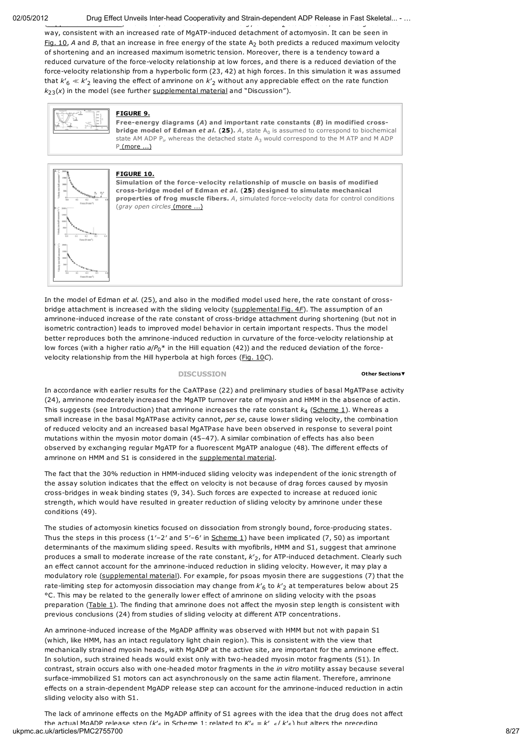way, consistent with an increased rate of MgATP-induced detachment of actomyosin. It can be seen in Fig. 10, *A* and *B*, that an increase in free energy of the state $A_2$ both predicts a reduced maximum velocity of shortening and an increased maximum isometric tension. Moreover, there is a tendency toward a reduced curvature of the force-velocity relationship at low forces, and there is a reduced deviation of the force-velocity relationship from a hyperbolic form (23, 42) at high forces. In this simulation it was assumed that $k'_6 \ll k'_2$ leaving the effect of amrinone on $k'_2$ without any appreciable effect on the rate function $k_{23}(x)$ in the model (see further supplemental material and "Discussion").

**FIGURE 9.**

**Free-energy diagrams (*A*) and important rate constants (*B*) in modified cross-bridge model of Edman *et al.* (25).** *A*, state $A_0$ is assumed to correspond to biochemical state AM ADP $P_i$, whereas the detached state $A_3$ would correspond to the M ATP and M ADP P (more ...)

**FIGURE 10.**

**Simulation of the force-velocity relationship of muscle on basis of modified cross-bridge model of Edman *et al.* (25) designed to simulate mechanical properties of frog muscle fibers.** *A*, simulated force-velocity data for control conditions (*gray open circles* (more ...)

In the model of Edman *et al.* (25), and also in the modified model used here, the rate constant of cross-bridge attachment is increased with the sliding velocity (supplemental Fig. 4*F*). The assumption of an amrinone-induced increase of the rate constant of cross-bridge attachment during shortening (but not in isometric contraction) leads to improved model behavior in certain important respects. Thus the model better reproduces both the amrinone-induced reduction in curvature of the force-velocity relationship at low forces (with a higher ratio $a/P_0$* in the Hill equation (42)) and the reduced deviation of the force-velocity relationship from the Hill hyperbola at high forces (Fig. 10*C*).

## DISCUSSION

In accordance with earlier results for the CaATPase (22) and preliminary studies of basal MgATPase activity (24), amrinone moderately increased the MgATP turnover rate of myosin and HMM in the absence of actin. This suggests (see Introduction) that amrinone increases the rate constant $k_4$ (Scheme 1). Whereas a small increase in the basal MgATPase activity cannot, *per se*, cause lower sliding velocity, the combination of reduced velocity and an increased basal MgATPase have been observed in response to several point mutations within the myosin motor domain (45–47). A similar combination of effects has also been observed by exchanging regular MgATP for a fluorescent MgATP analogue (48). The different effects of amrinone on HMM and S1 is considered in the supplemental material.

The fact that the 30% reduction in HMM-induced sliding velocity was independent of the ionic strength of the assay solution indicates that the effect on velocity is not because of drag forces caused by myosin cross-bridges in weak binding states (9, 34). Such forces are expected to increase at reduced ionic strength, which would have resulted in greater reduction of sliding velocity by amrinone under these conditions (49).

The studies of actomyosin kinetics focused on dissociation from strongly bound, force-producing states. Thus the steps in this process (1′–2′ and 5′–6′ in Scheme 1) have been implicated (7, 50) as important determinants of the maximum sliding speed. Results with myofibrils, HMM and S1, suggest that amrinone produces a small to moderate increase of the rate constant, $k'_2$, for ATP-induced detachment. Clearly such an effect cannot account for the amrinone-induced reduction in sliding velocity. However, it may play a modulatory role (supplemental material). For example, for psoas myosin there are suggestions (7) that the rate-limiting step for actomyosin dissociation may change from $k'_6$ to $k'_2$ at temperatures below about 25 °C. This may be related to the generally lower effect of amrinone on sliding velocity with the psoas preparation (Table 1). The finding that amrinone does not affect the myosin step length is consistent with previous conclusions (24) from studies of sliding velocity at different ATP concentrations.

An amrinone-induced increase of the MgADP affinity was observed with HMM but not with papain S1 (which, like HMM, has an intact regulatory light chain region). This is consistent with the view that mechanically strained myosin heads, with MgADP at the active site, are important for the amrinone effect. In solution, such strained heads would exist only with two-headed myosin motor fragments (51). In contrast, strain occurs also with one-headed motor fragments in the *in vitro* motility assay because several surface-immobilized S1 motors can act asynchronously on the same actin filament. Therefore, amrinone effects on a strain-dependent MgADP release step can account for the amrinone-induced reduction in actin sliding velocity also with S1.

The lack of amrinone effects on the MgADP affinity of S1 agrees with the idea that the drug does not affect the actual MgADP release step ($k'_6$ in Scheme 1; related to $K'_6 = k'_{-6}/k'_6$) but alters the preceding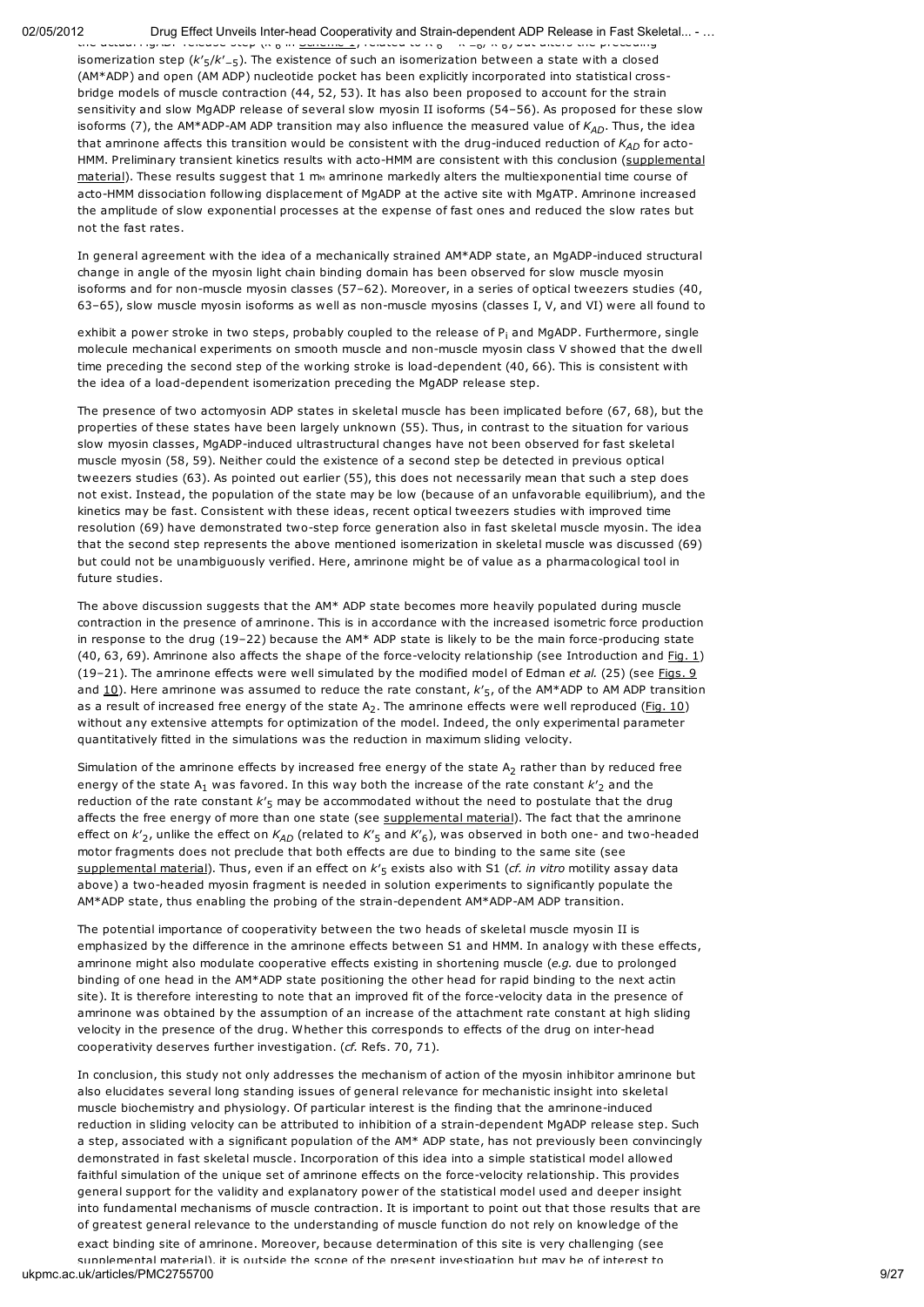the actual MgADP release step ($k'_6$ in Scheme 1) related to $K'_6 = k'_{-6}/k'_6$) but alters the preceding isomerization step ($k'_5/k'_{-5}$). The existence of such an isomerization between a state with a closed (AM*ADP) and open (AM ADP) nucleotide pocket has been explicitly incorporated into statistical cross-bridge models of muscle contraction (44, 52, 53). It has also been proposed to account for the strain sensitivity and slow MgADP release of several slow myosin II isoforms (54–56). As proposed for these slow isoforms (7), the AM*ADP-AM ADP transition may also influence the measured value of $K_{AD}$. Thus, the idea that amrinone affects this transition would be consistent with the drug-induced reduction of $K_{AD}$ for acto-HMM. Preliminary transient kinetics results with acto-HMM are consistent with this conclusion (supplemental material). These results suggest that 1 mM amrinone markedly alters the multiexponential time course of acto-HMM dissociation following displacement of MgADP at the active site with MgATP. Amrinone increased the amplitude of slow exponential processes at the expense of fast ones and reduced the slow rates but not the fast rates.

In general agreement with the idea of a mechanically strained AM*ADP state, an MgADP-induced structural change in angle of the myosin light chain binding domain has been observed for slow muscle myosin isoforms and for non-muscle myosin classes (57–62). Moreover, in a series of optical tweezers studies (40, 63–65), slow muscle myosin isoforms as well as non-muscle myosins (classes I, V, and VI) were all found to exhibit a power stroke in two steps, probably coupled to the release of $P_i$ and MgADP. Furthermore, single molecule mechanical experiments on smooth muscle and non-muscle myosin class V showed that the dwell time preceding the second step of the working stroke is load-dependent (40, 66). This is consistent with the idea of a load-dependent isomerization preceding the MgADP release step.

The presence of two actomyosin ADP states in skeletal muscle has been implicated before (67, 68), but the properties of these states have been largely unknown (55). Thus, in contrast to the situation for various slow myosin classes, MgADP-induced ultrastructural changes have not been observed for fast skeletal muscle myosin (58, 59). Neither could the existence of a second step be detected in previous optical tweezers studies (63). As pointed out earlier (55), this does not necessarily mean that such a step does not exist. Instead, the population of the state may be low (because of an unfavorable equilibrium), and the kinetics may be fast. Consistent with these ideas, recent optical tweezers studies with improved time resolution (69) have demonstrated two-step force generation also in fast skeletal muscle myosin. The idea that the second step represents the above mentioned isomerization in skeletal muscle was discussed (69) but could not be unambiguously verified. Here, amrinone might be of value as a pharmacological tool in future studies.

The above discussion suggests that the AM* ADP state becomes more heavily populated during muscle contraction in the presence of amrinone. This is in accordance with the increased isometric force production in response to the drug (19–22) because the AM* ADP state is likely to be the main force-producing state (40, 63, 69). Amrinone also affects the shape of the force-velocity relationship (see Introduction and Fig. 1) (19–21). The amrinone effects were well simulated by the modified model of Edman *et al.* (25) (see Figs. 9 and 10). Here amrinone was assumed to reduce the rate constant, $k'_5$, of the AM*ADP to AM ADP transition as a result of increased free energy of the state $A_2$. The amrinone effects were well reproduced (Fig. 10) without any extensive attempts for optimization of the model. Indeed, the only experimental parameter quantitatively fitted in the simulations was the reduction in maximum sliding velocity.

Simulation of the amrinone effects by increased free energy of the state $A_2$ rather than by reduced free energy of the state $A_1$ was favored. In this way both the increase of the rate constant $k'_2$ and the reduction of the rate constant $k'_5$ may be accommodated without the need to postulate that the drug affects the free energy of more than one state (see supplemental material). The fact that the amrinone effect on $k'_2$, unlike the effect on $K_{AD}$ (related to $K'_5$ and $K'_6$), was observed in both one- and two-headed motor fragments does not preclude that both effects are due to binding to the same site (see supplemental material). Thus, even if an effect on $k'_5$ exists also with S1 (*cf. in vitro* motility assay data above) a two-headed myosin fragment is needed in solution experiments to significantly populate the AM*ADP state, thus enabling the probing of the strain-dependent AM*ADP-AM ADP transition.

The potential importance of cooperativity between the two heads of skeletal muscle myosin II is emphasized by the difference in the amrinone effects between S1 and HMM. In analogy with these effects, amrinone might also modulate cooperative effects existing in shortening muscle (*e.g.* due to prolonged binding of one head in the AM*ADP state positioning the other head for rapid binding to the next actin site). It is therefore interesting to note that an improved fit of the force-velocity data in the presence of amrinone was obtained by the assumption of an increase of the attachment rate constant at high sliding velocity in the presence of the drug. Whether this corresponds to effects of the drug on inter-head cooperativity deserves further investigation. (*cf.* Refs. 70, 71).

In conclusion, this study not only addresses the mechanism of action of the myosin inhibitor amrinone but also elucidates several long standing issues of general relevance for mechanistic insight into skeletal muscle biochemistry and physiology. Of particular interest is the finding that the amrinone-induced reduction in sliding velocity can be attributed to inhibition of a strain-dependent MgADP release step. Such a step, associated with a significant population of the AM* ADP state, has not previously been convincingly demonstrated in fast skeletal muscle. Incorporation of this idea into a simple statistical model allowed faithful simulation of the unique set of amrinone effects on the force-velocity relationship. This provides general support for the validity and explanatory power of the statistical model used and deeper insight into fundamental mechanisms of muscle contraction. It is important to point out that those results that are of greatest general relevance to the understanding of muscle function do not rely on knowledge of the exact binding site of amrinone. Moreover, because determination of this site is very challenging (see supplemental material), it is outside the scope of the present investigation but may be of interest to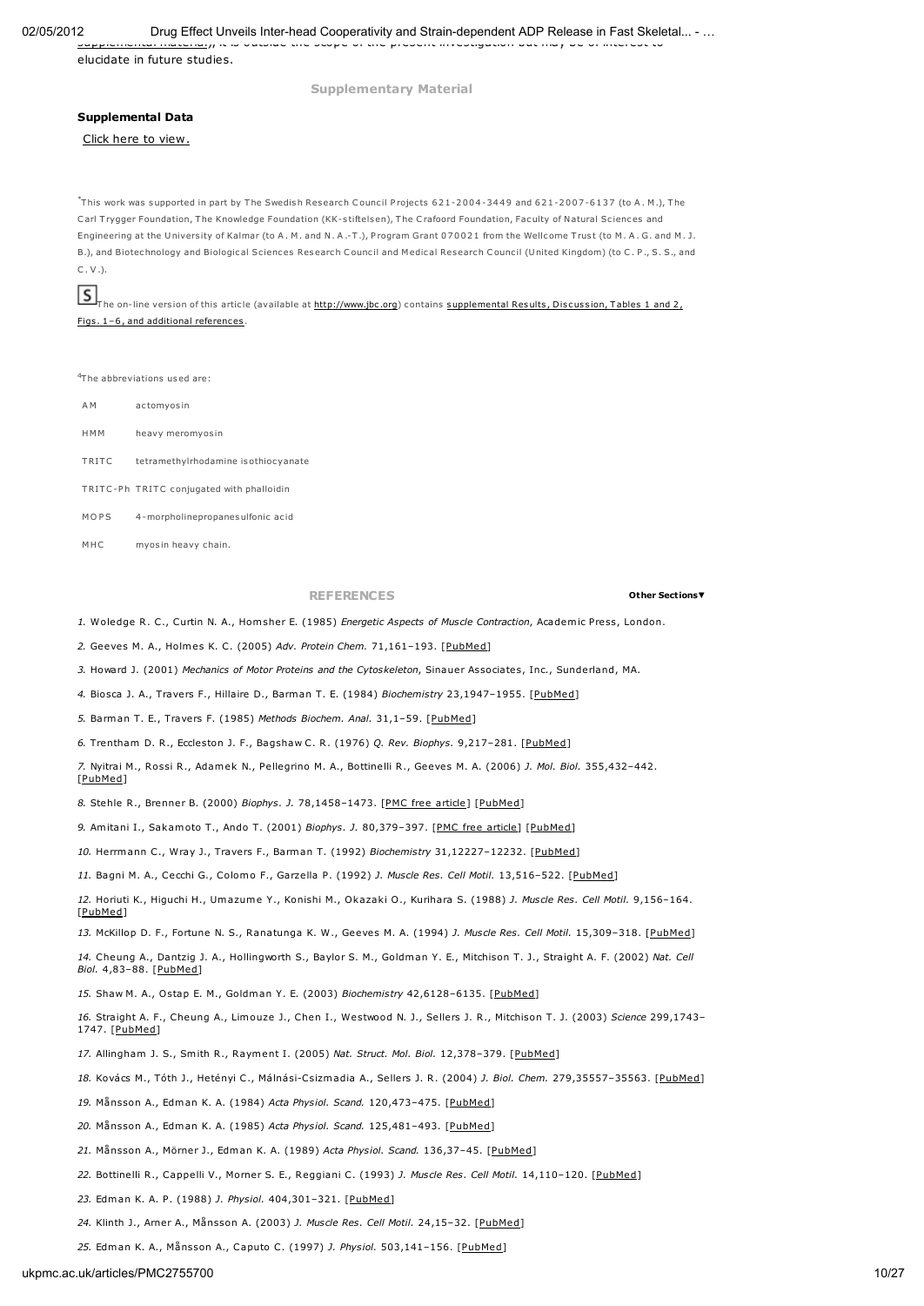supplemental material), it is outside the scope of the present investigation but may be of interest to elucidate in future studies.

## Supplementary Material

**Supplemental Data**

Click here to view.

*This work was supported in part by The Swedish Research Council Projects 621-2004-3449 and 621-2007-6137 (to A. M.), The Carl Trygger Foundation, The Knowledge Foundation (KK-stiftelsen), The Crafoord Foundation, Faculty of Natural Sciences and Engineering at the University of Kalmar (to A. M. and N. A.-T.), Program Grant 070021 from the Wellcome Trust (to M. A. G. and M. J. B.), and Biotechnology and Biological Sciences Research Council and Medical Research Council (United Kingdom) (to C. P., S. S., and C. V.).

S The on-line version of this article (available at http://www.jbc.org) contains supplemental Results, Discussion, Tables 1 and 2, Figs. 1–6, and additional references.

[4]The abbreviations used are:

| | |
|---|---|
| AM | actomyosin |
| HMM | heavy meromyosin |
| TRITC | tetramethylrhodamine isothiocyanate |
| TRITC-Ph | TRITC conjugated with phalloidin |
| MOPS | 4-morpholinepropanesulfonic acid |
| MHC | myosin heavy chain. |

## REFERENCES

1. Woledge R. C., Curtin N. A., Homsher E. (1985) *Energetic Aspects of Muscle Contraction*, Academic Press, London.

2. Geeves M. A., Holmes K. C. (2005) *Adv. Protein Chem.* 71,161–193. [PubMed]

3. Howard J. (2001) *Mechanics of Motor Proteins and the Cytoskeleton*, Sinauer Associates, Inc., Sunderland, MA.

4. Biosca J. A., Travers F., Hillaire D., Barman T. E. (1984) *Biochemistry* 23,1947–1955. [PubMed]

5. Barman T. E., Travers F. (1985) *Methods Biochem. Anal.* 31,1–59. [PubMed]

6. Trentham D. R., Eccleston J. F., Bagshaw C. R. (1976) *Q. Rev. Biophys.* 9,217–281. [PubMed]

7. Nyitrai M., Rossi R., Adamek N., Pellegrino M. A., Bottinelli R., Geeves M. A. (2006) *J. Mol. Biol.* 355,432–442. [PubMed]

8. Stehle R., Brenner B. (2000) *Biophys. J.* 78,1458–1473. [PMC free article] [PubMed]

9. Amitani I., Sakamoto T., Ando T. (2001) *Biophys. J.* 80,379–397. [PMC free article] [PubMed]

10. Herrmann C., Wray J., Travers F., Barman T. (1992) *Biochemistry* 31,12227–12232. [PubMed]

11. Bagni M. A., Cecchi G., Colomo F., Garzella P. (1992) *J. Muscle Res. Cell Motil.* 13,516–522. [PubMed]

12. Horiuti K., Higuchi H., Umazume Y., Konishi M., Okazaki O., Kurihara S. (1988) *J. Muscle Res. Cell Motil.* 9,156–164. [PubMed]

13. McKillop D. F., Fortune N. S., Ranatunga K. W., Geeves M. A. (1994) *J. Muscle Res. Cell Motil.* 15,309–318. [PubMed]

14. Cheung A., Dantzig J. A., Hollingworth S., Baylor S. M., Goldman Y. E., Mitchison T. J., Straight A. F. (2002) *Nat. Cell Biol.* 4,83–88. [PubMed]

15. Shaw M. A., Ostap E. M., Goldman Y. E. (2003) *Biochemistry* 42,6128–6135. [PubMed]

16. Straight A. F., Cheung A., Limouze J., Chen I., Westwood N. J., Sellers J. R., Mitchison T. J. (2003) *Science* 299,1743–1747. [PubMed]

17. Allingham J. S., Smith R., Rayment I. (2005) *Nat. Struct. Mol. Biol.* 12,378–379. [PubMed]

18. Kovács M., Tóth J., Hetényi C., Málnási-Csizmadia A., Sellers J. R. (2004) *J. Biol. Chem.* 279,35557–35563. [PubMed]

19. Månsson A., Edman K. A. (1984) *Acta Physiol. Scand.* 120,473–475. [PubMed]

20. Månsson A., Edman K. A. (1985) *Acta Physiol. Scand.* 125,481–493. [PubMed]

21. Månsson A., Mörner J., Edman K. A. (1989) *Acta Physiol. Scand.* 136,37–45. [PubMed]

22. Bottinelli R., Cappelli V., Morner S. E., Reggiani C. (1993) *J. Muscle Res. Cell Motil.* 14,110–120. [PubMed]

23. Edman K. A. P. (1988) *J. Physiol.* 404,301–321. [PubMed]

24. Klinth J., Arner A., Månsson A. (2003) *J. Muscle Res. Cell Motil.* 24,15–32. [PubMed]

25. Edman K. A., Månsson A., Caputo C. (1997) *J. Physiol.* 503,141–156. [PubMed]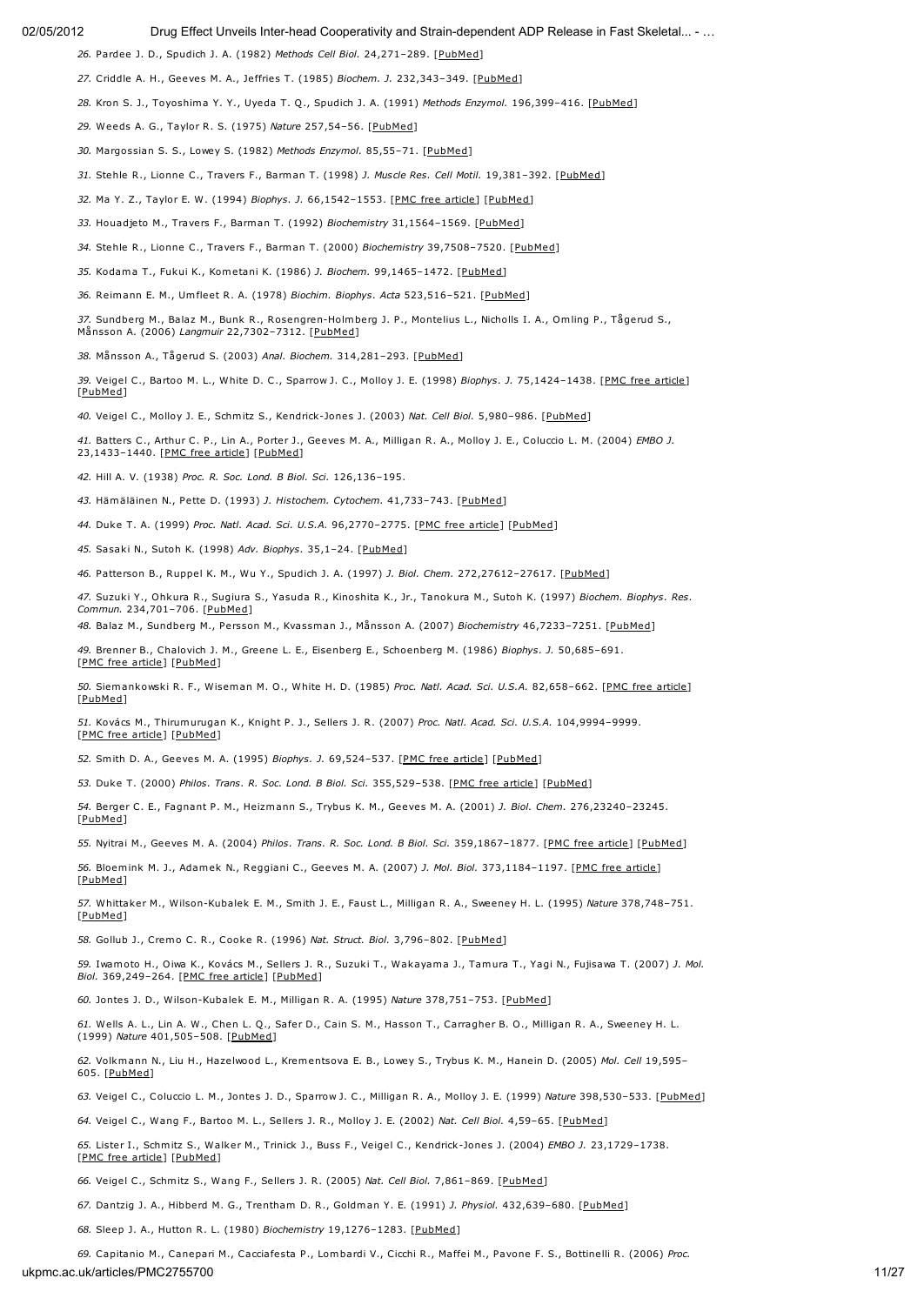26. Pardee J. D., Spudich J. A. (1982) *Methods Cell Biol.* 24,271–289. [PubMed]

27. Criddle A. H., Geeves M. A., Jeffries T. (1985) *Biochem. J.* 232,343–349. [PubMed]

28. Kron S. J., Toyoshima Y. Y., Uyeda T. Q., Spudich J. A. (1991) *Methods Enzymol.* 196,399–416. [PubMed]

29. Weeds A. G., Taylor R. S. (1975) *Nature* 257,54–56. [PubMed]

30. Margossian S. S., Lowey S. (1982) *Methods Enzymol.* 85,55–71. [PubMed]

31. Stehle R., Lionne C., Travers F., Barman T. (1998) *J. Muscle Res. Cell Motil.* 19,381–392. [PubMed]

32. Ma Y. Z., Taylor E. W. (1994) *Biophys. J.* 66,1542–1553. [PMC free article] [PubMed]

33. Houadjeto M., Travers F., Barman T. (1992) *Biochemistry* 31,1564–1569. [PubMed]

34. Stehle R., Lionne C., Travers F., Barman T. (2000) *Biochemistry* 39,7508–7520. [PubMed]

35. Kodama T., Fukui K., Kometani K. (1986) *J. Biochem.* 99,1465–1472. [PubMed]

36. Reimann E. M., Umfleet R. A. (1978) *Biochim. Biophys. Acta* 523,516–521. [PubMed]

37. Sundberg M., Balaz M., Bunk R., Rosengren-Holmberg J. P., Montelius L., Nicholls I. A., Omling P., Tågerud S., Månsson A. (2006) *Langmuir* 22,7302–7312. [PubMed]

38. Månsson A., Tågerud S. (2003) *Anal. Biochem.* 314,281–293. [PubMed]

39. Veigel C., Bartoo M. L., White D. C., Sparrow J. C., Molloy J. E. (1998) *Biophys. J.* 75,1424–1438. [PMC free article] [PubMed]

40. Veigel C., Molloy J. E., Schmitz S., Kendrick-Jones J. (2003) *Nat. Cell Biol.* 5,980–986. [PubMed]

41. Batters C., Arthur C. P., Lin A., Porter J., Geeves M. A., Milligan R. A., Molloy J. E., Coluccio L. M. (2004) *EMBO J.* 23,1433–1440. [PMC free article] [PubMed]

42. Hill A. V. (1938) *Proc. R. Soc. Lond. B Biol. Sci.* 126,136–195.

43. Hämäläinen N., Pette D. (1993) *J. Histochem. Cytochem.* 41,733–743. [PubMed]

44. Duke T. A. (1999) *Proc. Natl. Acad. Sci. U.S.A.* 96,2770–2775. [PMC free article] [PubMed]

45. Sasaki N., Sutoh K. (1998) *Adv. Biophys.* 35,1–24. [PubMed]

46. Patterson B., Ruppel K. M., Wu Y., Spudich J. A. (1997) *J. Biol. Chem.* 272,27612–27617. [PubMed]

47. Suzuki Y., Ohkura R., Sugiura S., Yasuda R., Kinoshita K., Jr., Tanokura M., Sutoh K. (1997) *Biochem. Biophys. Res. Commun.* 234,701–706. [PubMed]

48. Balaz M., Sundberg M., Persson M., Kvassman J., Månsson A. (2007) *Biochemistry* 46,7233–7251. [PubMed]

49. Brenner B., Chalovich J. M., Greene L. E., Eisenberg E., Schoenberg M. (1986) *Biophys. J.* 50,685–691. [PMC free article] [PubMed]

50. Siemankowski R. F., Wiseman M. O., White H. D. (1985) *Proc. Natl. Acad. Sci. U.S.A.* 82,658–662. [PMC free article] [PubMed]

51. Kovács M., Thirumurugan K., Knight P. J., Sellers J. R. (2007) *Proc. Natl. Acad. Sci. U.S.A.* 104,9994–9999. [PMC free article] [PubMed]

52. Smith D. A., Geeves M. A. (1995) *Biophys. J.* 69,524–537. [PMC free article] [PubMed]

53. Duke T. (2000) *Philos. Trans. R. Soc. Lond. B Biol. Sci.* 355,529–538. [PMC free article] [PubMed]

54. Berger C. E., Fagnant P. M., Heizmann S., Trybus K. M., Geeves M. A. (2001) *J. Biol. Chem.* 276,23240–23245. [PubMed]

55. Nyitrai M., Geeves M. A. (2004) *Philos. Trans. R. Soc. Lond. B Biol. Sci.* 359,1867–1877. [PMC free article] [PubMed]

56. Bloemink M. J., Adamek N., Reggiani C., Geeves M. A. (2007) *J. Mol. Biol.* 373,1184–1197. [PMC free article] [PubMed]

57. Whittaker M., Wilson-Kubalek E. M., Smith J. E., Faust L., Milligan R. A., Sweeney H. L. (1995) *Nature* 378,748–751. [PubMed]

58. Gollub J., Cremo C. R., Cooke R. (1996) *Nat. Struct. Biol.* 3,796–802. [PubMed]

59. Iwamoto H., Oiwa K., Kovács M., Sellers J. R., Suzuki T., Wakayama J., Tamura T., Yagi N., Fujisawa T. (2007) *J. Mol. Biol.* 369,249–264. [PMC free article] [PubMed]

60. Jontes J. D., Wilson-Kubalek E. M., Milligan R. A. (1995) *Nature* 378,751–753. [PubMed]

61. Wells A. L., Lin A. W., Chen L. Q., Safer D., Cain S. M., Hasson T., Carragher B. O., Milligan R. A., Sweeney H. L. (1999) *Nature* 401,505–508. [PubMed]

62. Volkmann N., Liu H., Hazelwood L., Krementsova E. B., Lowey S., Trybus K. M., Hanein D. (2005) *Mol. Cell* 19,595–605. [PubMed]

63. Veigel C., Coluccio L. M., Jontes J. D., Sparrow J. C., Milligan R. A., Molloy J. E. (1999) *Nature* 398,530–533. [PubMed]

64. Veigel C., Wang F., Bartoo M. L., Sellers J. R., Molloy J. E. (2002) *Nat. Cell Biol.* 4,59–65. [PubMed]

65. Lister I., Schmitz S., Walker M., Trinick J., Buss F., Veigel C., Kendrick-Jones J. (2004) *EMBO J.* 23,1729–1738. [PMC free article] [PubMed]

66. Veigel C., Schmitz S., Wang F., Sellers J. R. (2005) *Nat. Cell Biol.* 7,861–869. [PubMed]

67. Dantzig J. A., Hibberd M. G., Trentham D. R., Goldman Y. E. (1991) *J. Physiol.* 432,639–680. [PubMed]

68. Sleep J. A., Hutton R. L. (1980) *Biochemistry* 19,1276–1283. [PubMed]

69. Capitanio M., Canepari M., Cacciafesta P., Lombardi V., Cicchi R., Maffei M., Pavone F. S., Bottinelli R. (2006) *Proc.*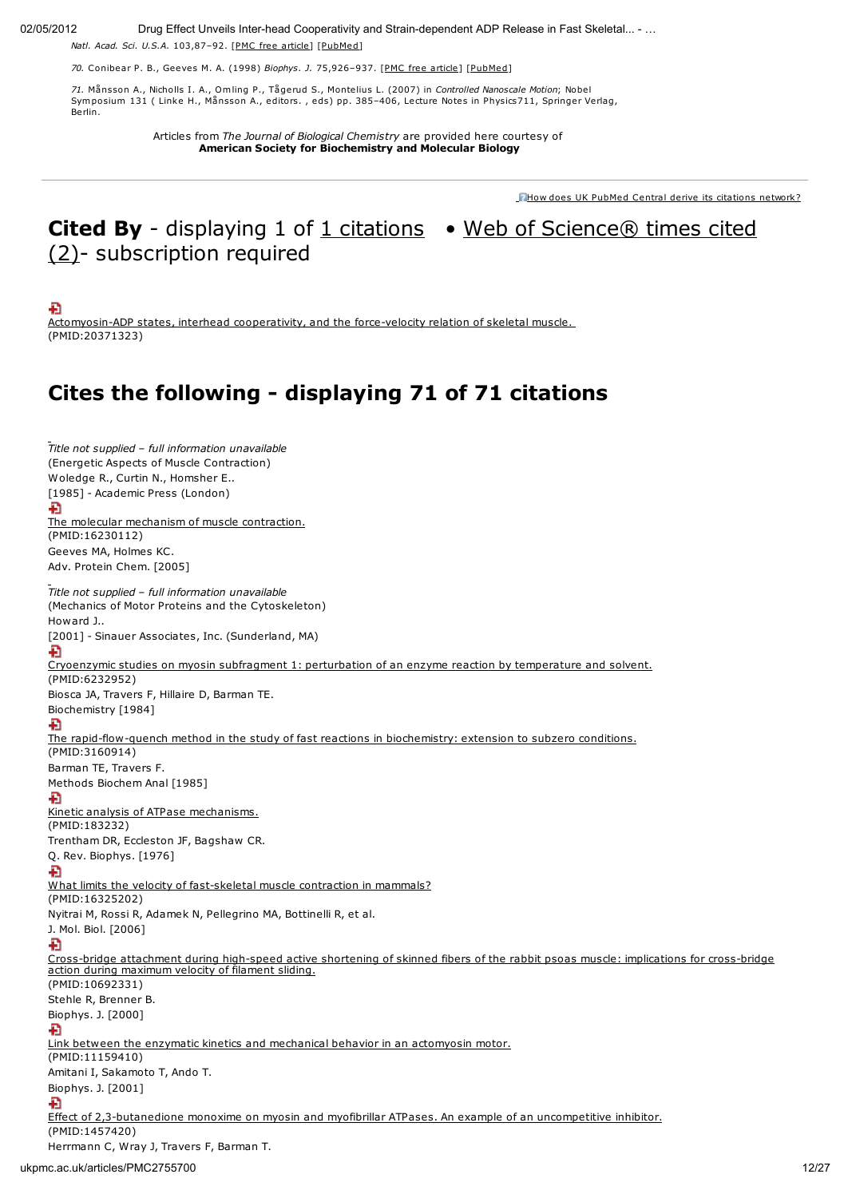*Natl. Acad. Sci. U.S.A.* 103,87–92. [PMC free article] [PubMed]

*70.* Conibear P. B., Geeves M. A. (1998) *Biophys. J.* 75,926–937. [PMC free article] [PubMed]

*71.* Månsson A., Nicholls I. A., Omling P., Tågerud S., Montelius L. (2007) in *Controlled Nanoscale Motion*; Nobel Symposium 131 ( Linke H., Månsson A., editors. , eds) pp. 385–406, Lecture Notes in Physics711, Springer Verlag, Berlin.

Articles from *The Journal of Biological Chemistry* are provided here courtesy of **American Society for Biochemistry and Molecular Biology**

How does UK PubMed Central derive its citations network?

## **Cited By** - displaying 1 of 1 citations • Web of Science® times cited (2)- subscription required

Actomyosin-ADP states, interhead cooperativity, and the force-velocity relation of skeletal muscle.
(PMID:20371323)

## Cites the following - displaying 71 of 71 citations

*Title not supplied – full information unavailable*
(Energetic Aspects of Muscle Contraction)
Woledge R., Curtin N., Homsher E..
[1985] - Academic Press (London)

The molecular mechanism of muscle contraction.
(PMID:16230112)
Geeves MA, Holmes KC.
Adv. Protein Chem. [2005]

*Title not supplied – full information unavailable*
(Mechanics of Motor Proteins and the Cytoskeleton)
Howard J..
[2001] - Sinauer Associates, Inc. (Sunderland, MA)

Cryoenzymic studies on myosin subfragment 1: perturbation of an enzyme reaction by temperature and solvent.
(PMID:6232952)
Biosca JA, Travers F, Hillaire D, Barman TE.
Biochemistry [1984]

The rapid-flow-quench method in the study of fast reactions in biochemistry: extension to subzero conditions.
(PMID:3160914)
Barman TE, Travers F.
Methods Biochem Anal [1985]

Kinetic analysis of ATPase mechanisms.
(PMID:183232)
Trentham DR, Eccleston JF, Bagshaw CR.
Q. Rev. Biophys. [1976]

What limits the velocity of fast-skeletal muscle contraction in mammals?
(PMID:16325202)
Nyitrai M, Rossi R, Adamek N, Pellegrino MA, Bottinelli R, et al.
J. Mol. Biol. [2006]

Cross-bridge attachment during high-speed active shortening of skinned fibers of the rabbit psoas muscle: implications for cross-bridge action during maximum velocity of filament sliding.
(PMID:10692331)
Stehle R, Brenner B.
Biophys. J. [2000]

Link between the enzymatic kinetics and mechanical behavior in an actomyosin motor.
(PMID:11159410)
Amitani I, Sakamoto T, Ando T.
Biophys. J. [2001]

Effect of 2,3-butanedione monoxime on myosin and myofibrillar ATPases. An example of an uncompetitive inhibitor.
(PMID:1457420)
Herrmann C, Wray J, Travers F, Barman T.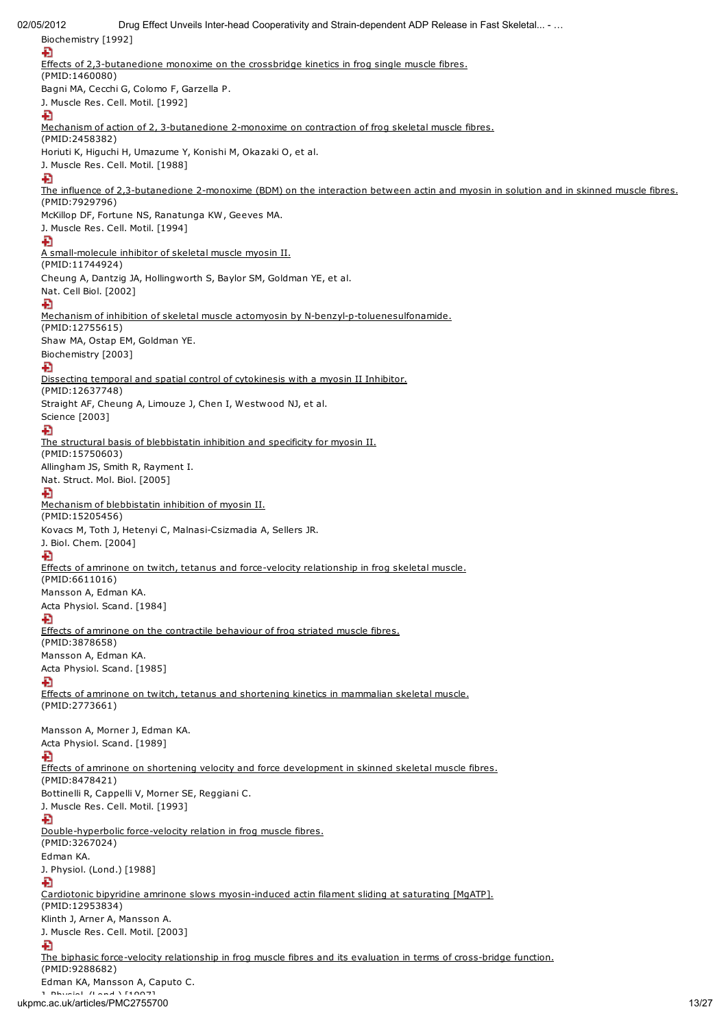Biochemistry [1992]

Effects of 2,3-butanedione monoxime on the crossbridge kinetics in frog single muscle fibres.
(PMID:1460080)
Bagni MA, Cecchi G, Colomo F, Garzella P.
J. Muscle Res. Cell. Motil. [1992]

Mechanism of action of 2, 3-butanedione 2-monoxime on contraction of frog skeletal muscle fibres.
(PMID:2458382)
Horiuti K, Higuchi H, Umazume Y, Konishi M, Okazaki O, et al.
J. Muscle Res. Cell. Motil. [1988]

The influence of 2,3-butanedione 2-monoxime (BDM) on the interaction between actin and myosin in solution and in skinned muscle fibres.
(PMID:7929796)
McKillop DF, Fortune NS, Ranatunga KW, Geeves MA.
J. Muscle Res. Cell. Motil. [1994]

A small-molecule inhibitor of skeletal muscle myosin II.
(PMID:11744924)
Cheung A, Dantzig JA, Hollingworth S, Baylor SM, Goldman YE, et al.
Nat. Cell Biol. [2002]

Mechanism of inhibition of skeletal muscle actomyosin by N-benzyl-p-toluenesulfonamide.
(PMID:12755615)
Shaw MA, Ostap EM, Goldman YE.
Biochemistry [2003]

Dissecting temporal and spatial control of cytokinesis with a myosin II Inhibitor.
(PMID:12637748)
Straight AF, Cheung A, Limouze J, Chen I, Westwood NJ, et al.
Science [2003]

The structural basis of blebbistatin inhibition and specificity for myosin II.
(PMID:15750603)
Allingham JS, Smith R, Rayment I.
Nat. Struct. Mol. Biol. [2005]

Mechanism of blebbistatin inhibition of myosin II.
(PMID:15205456)
Kovacs M, Toth J, Hetenyi C, Malnasi-Csizmadia A, Sellers JR.
J. Biol. Chem. [2004]

Effects of amrinone on twitch, tetanus and force-velocity relationship in frog skeletal muscle.
(PMID:6611016)
Mansson A, Edman KA.
Acta Physiol. Scand. [1984]

Effects of amrinone on the contractile behaviour of frog striated muscle fibres.
(PMID:3878658)
Mansson A, Edman KA.
Acta Physiol. Scand. [1985]

Effects of amrinone on twitch, tetanus and shortening kinetics in mammalian skeletal muscle.
(PMID:2773661)
Mansson A, Morner J, Edman KA.
Acta Physiol. Scand. [1989]

Effects of amrinone on shortening velocity and force development in skinned skeletal muscle fibres.
(PMID:8478421)
Bottinelli R, Cappelli V, Morner SE, Reggiani C.
J. Muscle Res. Cell. Motil. [1993]

Double-hyperbolic force-velocity relation in frog muscle fibres.
(PMID:3267024)
Edman KA.
J. Physiol. (Lond.) [1988]

Cardiotonic bipyridine amrinone slows myosin-induced actin filament sliding at saturating [MgATP].
(PMID:12953834)
Klinth J, Arner A, Mansson A.
J. Muscle Res. Cell. Motil. [2003]

The biphasic force-velocity relationship in frog muscle fibres and its evaluation in terms of cross-bridge function.
(PMID:9288682)
Edman KA, Mansson A, Caputo C.
J. Physiol. (Lond.) [1997]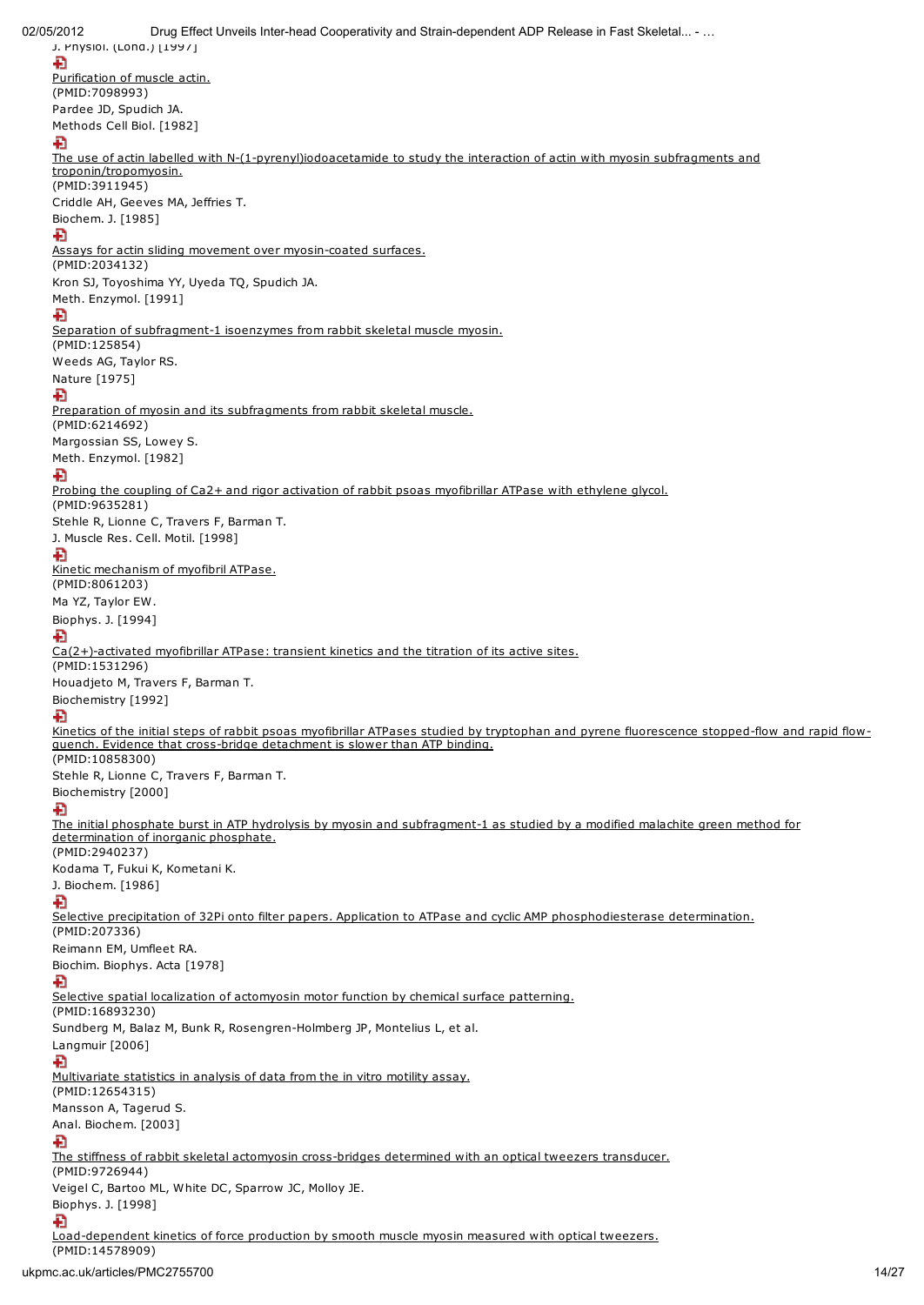J. Physiol. (Lond.) [1997]

Purification of muscle actin.
(PMID:7098993)
Pardee JD, Spudich JA.
Methods Cell Biol. [1982]

The use of actin labelled with N-(1-pyrenyl)iodoacetamide to study the interaction of actin with myosin subfragments and troponin/tropomyosin.
(PMID:3911945)
Criddle AH, Geeves MA, Jeffries T.
Biochem. J. [1985]

Assays for actin sliding movement over myosin-coated surfaces.
(PMID:2034132)
Kron SJ, Toyoshima YY, Uyeda TQ, Spudich JA.
Meth. Enzymol. [1991]

Separation of subfragment-1 isoenzymes from rabbit skeletal muscle myosin.
(PMID:125854)
Weeds AG, Taylor RS.
Nature [1975]

Preparation of myosin and its subfragments from rabbit skeletal muscle.
(PMID:6214692)
Margossian SS, Lowey S.
Meth. Enzymol. [1982]

Probing the coupling of Ca2+ and rigor activation of rabbit psoas myofibrillar ATPase with ethylene glycol.
(PMID:9635281)
Stehle R, Lionne C, Travers F, Barman T.
J. Muscle Res. Cell. Motil. [1998]

Kinetic mechanism of myofibril ATPase.
(PMID:8061203)
Ma YZ, Taylor EW.
Biophys. J. [1994]

Ca(2+)-activated myofibrillar ATPase: transient kinetics and the titration of its active sites.
(PMID:1531296)
Houadjeto M, Travers F, Barman T.
Biochemistry [1992]

Kinetics of the initial steps of rabbit psoas myofibrillar ATPases studied by tryptophan and pyrene fluorescence stopped-flow and rapid flow-quench. Evidence that cross-bridge detachment is slower than ATP binding.
(PMID:10858300)
Stehle R, Lionne C, Travers F, Barman T.
Biochemistry [2000]

The initial phosphate burst in ATP hydrolysis by myosin and subfragment-1 as studied by a modified malachite green method for determination of inorganic phosphate.
(PMID:2940237)
Kodama T, Fukui K, Kometani K.
J. Biochem. [1986]

Selective precipitation of 32Pi onto filter papers. Application to ATPase and cyclic AMP phosphodiesterase determination.
(PMID:207336)
Reimann EM, Umfleet RA.
Biochim. Biophys. Acta [1978]

Selective spatial localization of actomyosin motor function by chemical surface patterning.
(PMID:16893230)
Sundberg M, Balaz M, Bunk R, Rosengren-Holmberg JP, Montelius L, et al.
Langmuir [2006]

Multivariate statistics in analysis of data from the in vitro motility assay.
(PMID:12654315)
Mansson A, Tagerud S.
Anal. Biochem. [2003]

The stiffness of rabbit skeletal actomyosin cross-bridges determined with an optical tweezers transducer.
(PMID:9726944)
Veigel C, Bartoo ML, White DC, Sparrow JC, Molloy JE.
Biophys. J. [1998]

Load-dependent kinetics of force production by smooth muscle myosin measured with optical tweezers.
(PMID:14578909)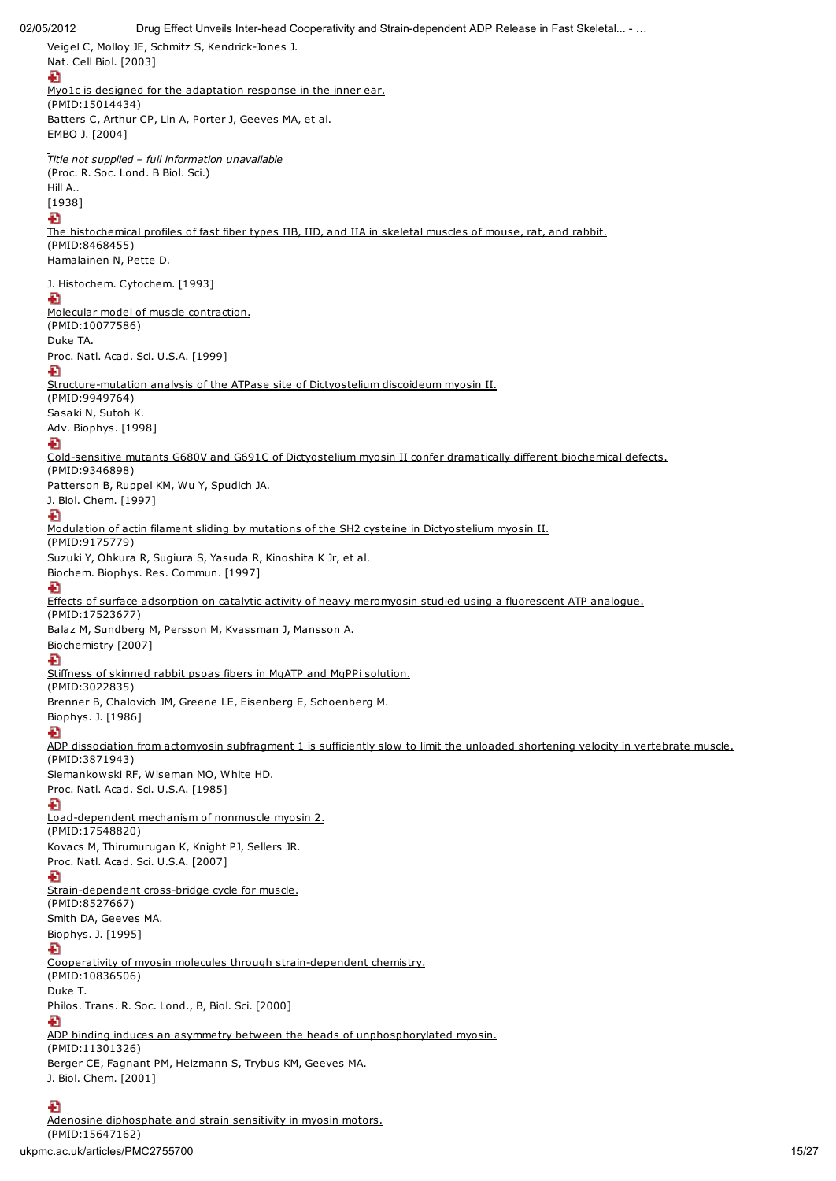Veigel C, Molloy JE, Schmitz S, Kendrick-Jones J.
Nat. Cell Biol. [2003]

Myo1c is designed for the adaptation response in the inner ear.
(PMID:15014434)
Batters C, Arthur CP, Lin A, Porter J, Geeves MA, et al.
EMBO J. [2004]

*Title not supplied – full information unavailable*
(Proc. R. Soc. Lond. B Biol. Sci.)
Hill A..
[1938]

The histochemical profiles of fast fiber types IIB, IID, and IIA in skeletal muscles of mouse, rat, and rabbit.
(PMID:8468455)
Hamalainen N, Pette D.
J. Histochem. Cytochem. [1993]

Molecular model of muscle contraction.
(PMID:10077586)
Duke TA.
Proc. Natl. Acad. Sci. U.S.A. [1999]

Structure-mutation analysis of the ATPase site of Dictyostelium discoideum myosin II.
(PMID:9949764)
Sasaki N, Sutoh K.
Adv. Biophys. [1998]

Cold-sensitive mutants G680V and G691C of Dictyostelium myosin II confer dramatically different biochemical defects.
(PMID:9346898)
Patterson B, Ruppel KM, Wu Y, Spudich JA.
J. Biol. Chem. [1997]

Modulation of actin filament sliding by mutations of the SH2 cysteine in Dictyostelium myosin II.
(PMID:9175779)
Suzuki Y, Ohkura R, Sugiura S, Yasuda R, Kinoshita K Jr, et al.
Biochem. Biophys. Res. Commun. [1997]

Effects of surface adsorption on catalytic activity of heavy meromyosin studied using a fluorescent ATP analogue.
(PMID:17523677)
Balaz M, Sundberg M, Persson M, Kvassman J, Mansson A.
Biochemistry [2007]

Stiffness of skinned rabbit psoas fibers in MgATP and MgPPi solution.
(PMID:3022835)
Brenner B, Chalovich JM, Greene LE, Eisenberg E, Schoenberg M.
Biophys. J. [1986]

ADP dissociation from actomyosin subfragment 1 is sufficiently slow to limit the unloaded shortening velocity in vertebrate muscle.
(PMID:3871943)
Siemankowski RF, Wiseman MO, White HD.
Proc. Natl. Acad. Sci. U.S.A. [1985]

Load-dependent mechanism of nonmuscle myosin 2.
(PMID:17548820)
Kovacs M, Thirumurugan K, Knight PJ, Sellers JR.
Proc. Natl. Acad. Sci. U.S.A. [2007]

Strain-dependent cross-bridge cycle for muscle.
(PMID:8527667)
Smith DA, Geeves MA.
Biophys. J. [1995]

Cooperativity of myosin molecules through strain-dependent chemistry.
(PMID:10836506)
Duke T.
Philos. Trans. R. Soc. Lond., B, Biol. Sci. [2000]

ADP binding induces an asymmetry between the heads of unphosphorylated myosin.
(PMID:11301326)
Berger CE, Fagnant PM, Heizmann S, Trybus KM, Geeves MA.
J. Biol. Chem. [2001]

Adenosine diphosphate and strain sensitivity in myosin motors.
(PMID:15647162)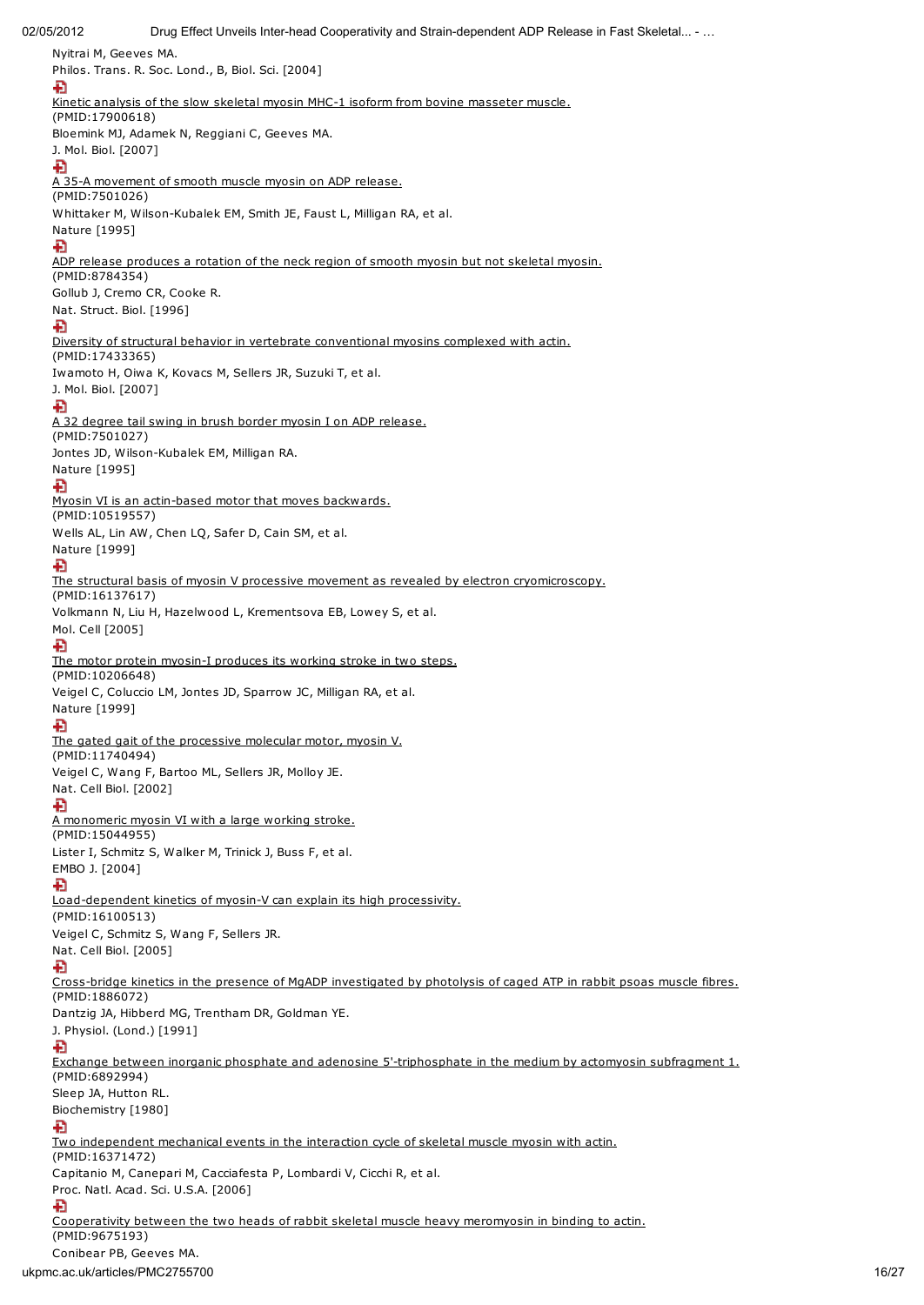Nyitrai M, Geeves MA.
Philos. Trans. R. Soc. Lond., B, Biol. Sci. [2004]

Kinetic analysis of the slow skeletal myosin MHC-1 isoform from bovine masseter muscle.
(PMID:17900618)
Bloemink MJ, Adamek N, Reggiani C, Geeves MA.
J. Mol. Biol. [2007]

A 35-A movement of smooth muscle myosin on ADP release.
(PMID:7501026)
Whittaker M, Wilson-Kubalek EM, Smith JE, Faust L, Milligan RA, et al.
Nature [1995]

ADP release produces a rotation of the neck region of smooth myosin but not skeletal myosin.
(PMID:8784354)
Gollub J, Cremo CR, Cooke R.
Nat. Struct. Biol. [1996]

Diversity of structural behavior in vertebrate conventional myosins complexed with actin.
(PMID:17433365)
Iwamoto H, Oiwa K, Kovacs M, Sellers JR, Suzuki T, et al.
J. Mol. Biol. [2007]

A 32 degree tail swing in brush border myosin I on ADP release.
(PMID:7501027)
Jontes JD, Wilson-Kubalek EM, Milligan RA.
Nature [1995]

Myosin VI is an actin-based motor that moves backwards.
(PMID:10519557)
Wells AL, Lin AW, Chen LQ, Safer D, Cain SM, et al.
Nature [1999]

The structural basis of myosin V processive movement as revealed by electron cryomicroscopy.
(PMID:16137617)
Volkmann N, Liu H, Hazelwood L, Krementsova EB, Lowey S, et al.
Mol. Cell [2005]

The motor protein myosin-I produces its working stroke in two steps.
(PMID:10206648)
Veigel C, Coluccio LM, Jontes JD, Sparrow JC, Milligan RA, et al.
Nature [1999]

The gated gait of the processive molecular motor, myosin V.
(PMID:11740494)
Veigel C, Wang F, Bartoo ML, Sellers JR, Molloy JE.
Nat. Cell Biol. [2002]

A monomeric myosin VI with a large working stroke.
(PMID:15044955)
Lister I, Schmitz S, Walker M, Trinick J, Buss F, et al.
EMBO J. [2004]

Load-dependent kinetics of myosin-V can explain its high processivity.
(PMID:16100513)
Veigel C, Schmitz S, Wang F, Sellers JR.
Nat. Cell Biol. [2005]

Cross-bridge kinetics in the presence of MgADP investigated by photolysis of caged ATP in rabbit psoas muscle fibres.
(PMID:1886072)
Dantzig JA, Hibberd MG, Trentham DR, Goldman YE.
J. Physiol. (Lond.) [1991]

Exchange between inorganic phosphate and adenosine 5'-triphosphate in the medium by actomyosin subfragment 1.
(PMID:6892994)
Sleep JA, Hutton RL.
Biochemistry [1980]

Two independent mechanical events in the interaction cycle of skeletal muscle myosin with actin.
(PMID:16371472)
Capitanio M, Canepari M, Cacciafesta P, Lombardi V, Cicchi R, et al.
Proc. Natl. Acad. Sci. U.S.A. [2006]

Cooperativity between the two heads of rabbit skeletal muscle heavy meromyosin in binding to actin.
(PMID:9675193)
Conibear PB, Geeves MA.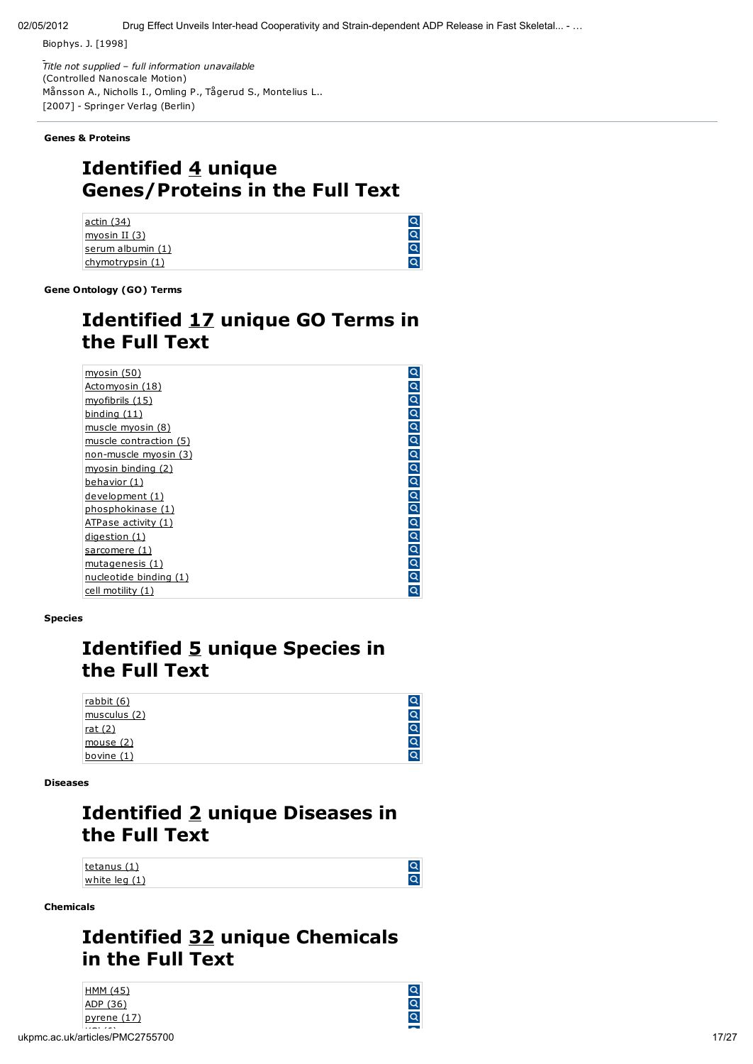Biophys. J. [1998]

*Title not supplied – full information unavailable*
(Controlled Nanoscale Motion)
Månsson A., Nicholls I., Omling P., Tågerud S., Montelius L..
[2007] - Springer Verlag (Berlin)

**Genes & Proteins**

## Identified 4 unique Genes/Proteins in the Full Text

- actin (34)
- myosin II (3)
- serum albumin (1)
- chymotrypsin (1)

**Gene Ontology (GO) Terms**

## Identified 17 unique GO Terms in the Full Text

- myosin (50)
- Actomyosin (18)
- myofibrils (15)
- binding (11)
- muscle myosin (8)
- muscle contraction (5)
- non-muscle myosin (3)
- myosin binding (2)
- behavior (1)
- development (1)
- phosphokinase (1)
- ATPase activity (1)
- digestion (1)
- sarcomere (1)
- mutagenesis (1)
- nucleotide binding (1)
- cell motility (1)

**Species**

## Identified 5 unique Species in the Full Text

- rabbit (6)
- musculus (2)
- rat (2)
- mouse (2)
- bovine (1)

**Diseases**

## Identified 2 unique Diseases in the Full Text

- tetanus (1)
- white leg (1)

**Chemicals**

## Identified 32 unique Chemicals in the Full Text

- HMM (45)
- ADP (36)
- pyrene (17)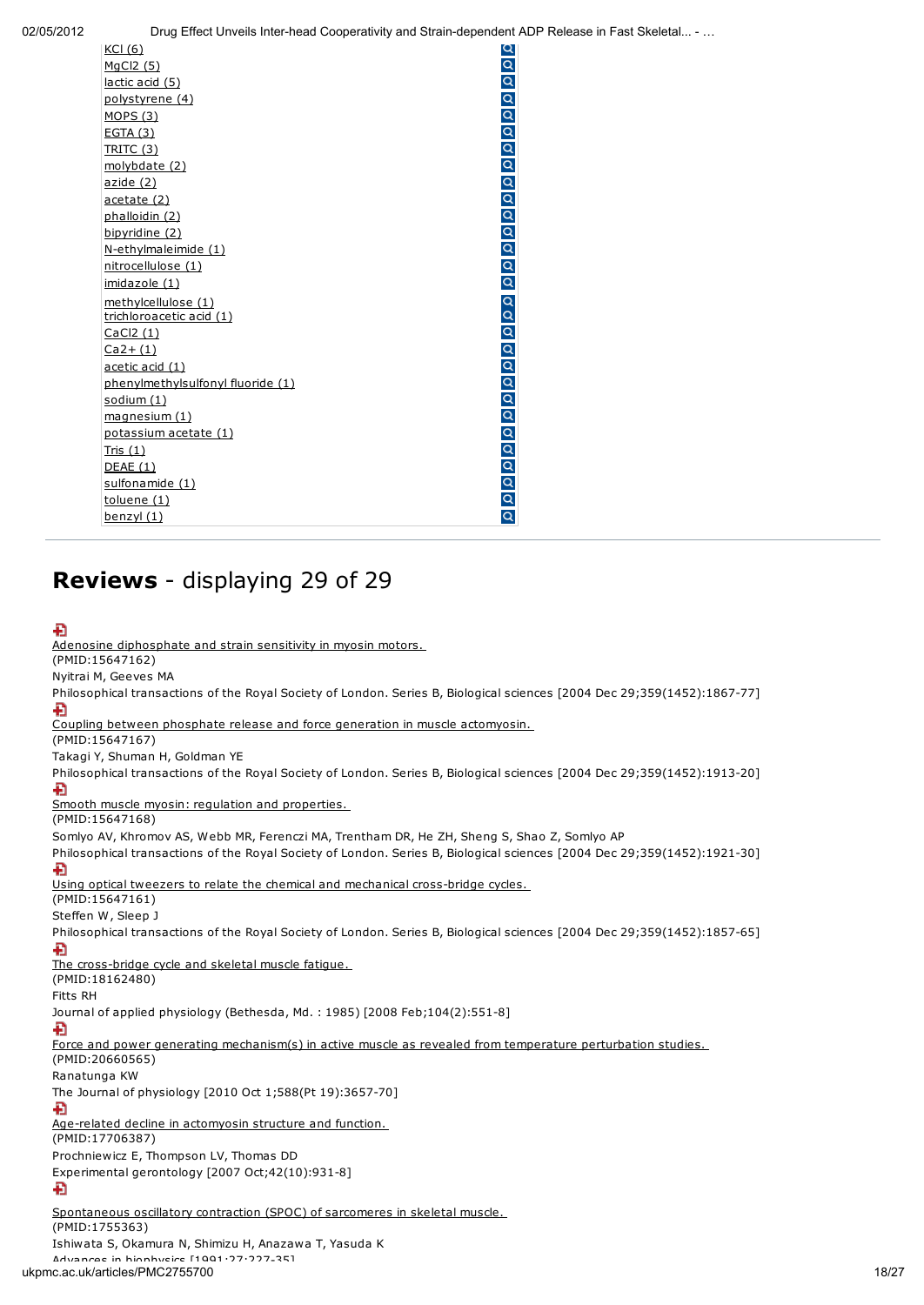KCl (6)
MgCl2 (5)
lactic acid (5)
polystyrene (4)
MOPS (3)
EGTA (3)
TRITC (3)
molybdate (2)
azide (2)
acetate (2)
phalloidin (2)
bipyridine (2)
N-ethylmaleimide (1)
nitrocellulose (1)
imidazole (1)
methylcellulose (1)
trichloroacetic acid (1)
CaCl2 (1)
Ca2+ (1)
acetic acid (1)
phenylmethylsulfonyl fluoride (1)
sodium (1)
magnesium (1)
potassium acetate (1)
Tris (1)
DEAE (1)
sulfonamide (1)
toluene (1)
benzyl (1)

## **Reviews** - displaying 29 of 29

Adenosine diphosphate and strain sensitivity in myosin motors.
(PMID:15647162)
Nyitrai M, Geeves MA
Philosophical transactions of the Royal Society of London. Series B, Biological sciences [2004 Dec 29;359(1452):1867-77]

Coupling between phosphate release and force generation in muscle actomyosin.
(PMID:15647167)
Takagi Y, Shuman H, Goldman YE
Philosophical transactions of the Royal Society of London. Series B, Biological sciences [2004 Dec 29;359(1452):1913-20]

Smooth muscle myosin: regulation and properties.
(PMID:15647168)
Somlyo AV, Khromov AS, Webb MR, Ferenczi MA, Trentham DR, He ZH, Sheng S, Shao Z, Somlyo AP
Philosophical transactions of the Royal Society of London. Series B, Biological sciences [2004 Dec 29;359(1452):1921-30]

Using optical tweezers to relate the chemical and mechanical cross-bridge cycles.
(PMID:15647161)
Steffen W, Sleep J
Philosophical transactions of the Royal Society of London. Series B, Biological sciences [2004 Dec 29;359(1452):1857-65]

The cross-bridge cycle and skeletal muscle fatigue.
(PMID:18162480)
Fitts RH
Journal of applied physiology (Bethesda, Md. : 1985) [2008 Feb;104(2):551-8]

Force and power generating mechanism(s) in active muscle as revealed from temperature perturbation studies.
(PMID:20660565)
Ranatunga KW
The Journal of physiology [2010 Oct 1;588(Pt 19):3657-70]

Age-related decline in actomyosin structure and function.
(PMID:17706387)
Prochniewicz E, Thompson LV, Thomas DD
Experimental gerontology [2007 Oct;42(10):931-8]

Spontaneous oscillatory contraction (SPOC) of sarcomeres in skeletal muscle.
(PMID:1755363)
Ishiwata S, Okamura N, Shimizu H, Anazawa T, Yasuda K
Advances in biophysics [1991;27:227-35]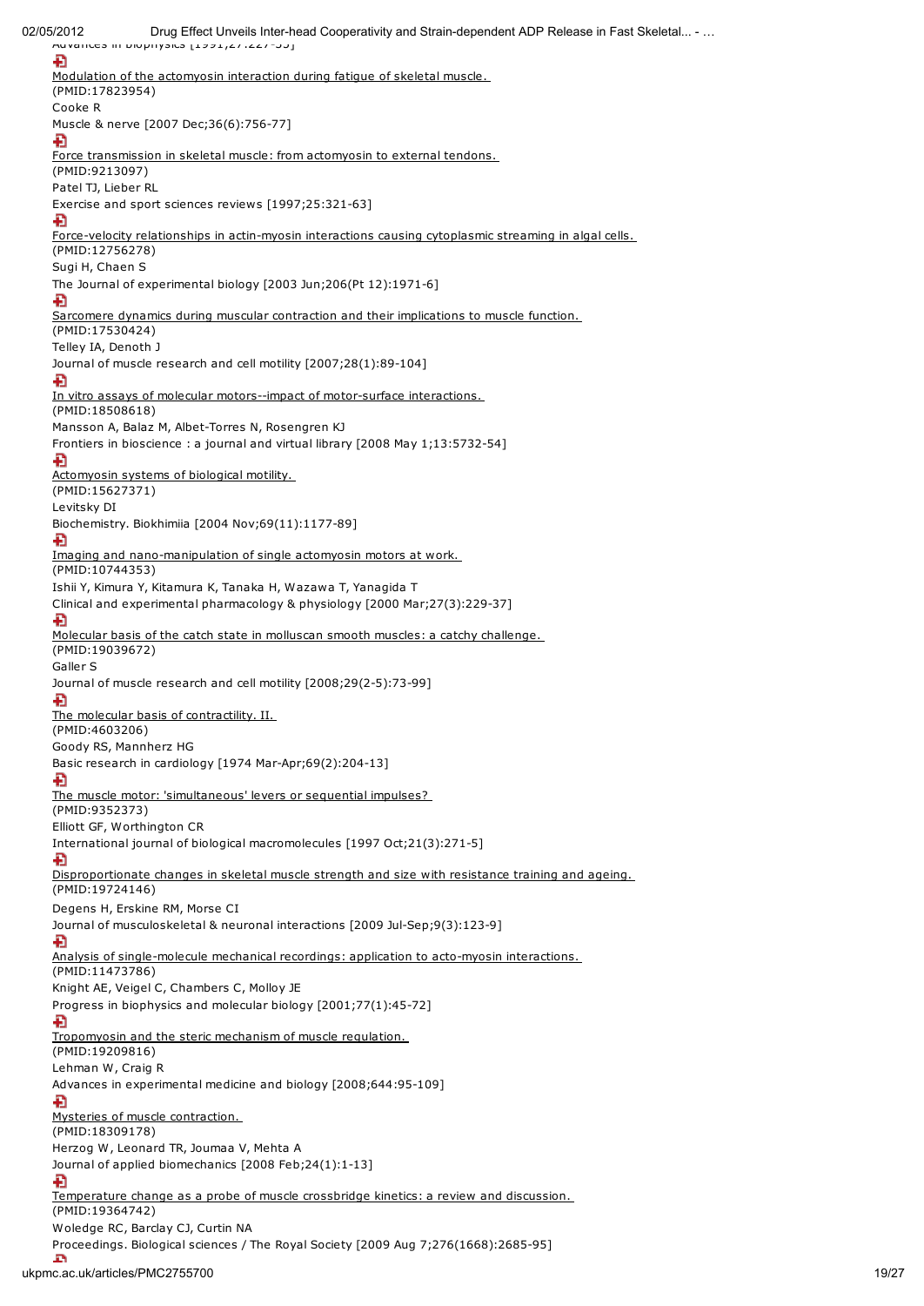Advances in biophysics [1991;27:227-55]

[Modulation of the actomyosin interaction during fatigue of skeletal muscle.](#)
(PMID:17823954)
Cooke R
Muscle & nerve [2007 Dec;36(6):756-77]

[Force transmission in skeletal muscle: from actomyosin to external tendons.](#)
(PMID:9213097)
Patel TJ, Lieber RL
Exercise and sport sciences reviews [1997;25:321-63]

[Force-velocity relationships in actin-myosin interactions causing cytoplasmic streaming in algal cells.](#)
(PMID:12756278)
Sugi H, Chaen S
The Journal of experimental biology [2003 Jun;206(Pt 12):1971-6]

[Sarcomere dynamics during muscular contraction and their implications to muscle function.](#)
(PMID:17530424)
Telley IA, Denoth J
Journal of muscle research and cell motility [2007;28(1):89-104]

[In vitro assays of molecular motors--impact of motor-surface interactions.](#)
(PMID:18508618)
Mansson A, Balaz M, Albet-Torres N, Rosengren KJ
Frontiers in bioscience : a journal and virtual library [2008 May 1;13:5732-54]

[Actomyosin systems of biological motility.](#)
(PMID:15627371)
Levitsky DI
Biochemistry. Biokhimiia [2004 Nov;69(11):1177-89]

[Imaging and nano-manipulation of single actomyosin motors at work.](#)
(PMID:10744353)
Ishii Y, Kimura Y, Kitamura K, Tanaka H, Wazawa T, Yanagida T
Clinical and experimental pharmacology & physiology [2000 Mar;27(3):229-37]

[Molecular basis of the catch state in molluscan smooth muscles: a catchy challenge.](#)
(PMID:19039672)
Galler S
Journal of muscle research and cell motility [2008;29(2-5):73-99]

[The molecular basis of contractility. II.](#)
(PMID:4603206)
Goody RS, Mannherz HG
Basic research in cardiology [1974 Mar-Apr;69(2):204-13]

[The muscle motor: 'simultaneous' levers or sequential impulses?](#)
(PMID:9352373)
Elliott GF, Worthington CR
International journal of biological macromolecules [1997 Oct;21(3):271-5]

[Disproportionate changes in skeletal muscle strength and size with resistance training and ageing.](#)
(PMID:19724146)
Degens H, Erskine RM, Morse CI
Journal of musculoskeletal & neuronal interactions [2009 Jul-Sep;9(3):123-9]

[Analysis of single-molecule mechanical recordings: application to acto-myosin interactions.](#)
(PMID:11473786)
Knight AE, Veigel C, Chambers C, Molloy JE
Progress in biophysics and molecular biology [2001;77(1):45-72]

[Tropomyosin and the steric mechanism of muscle regulation.](#)
(PMID:19209816)
Lehman W, Craig R
Advances in experimental medicine and biology [2008;644:95-109]

[Mysteries of muscle contraction.](#)
(PMID:18309178)
Herzog W, Leonard TR, Joumaa V, Mehta A
Journal of applied biomechanics [2008 Feb;24(1):1-13]

[Temperature change as a probe of muscle crossbridge kinetics: a review and discussion.](#)
(PMID:19364742)
Woledge RC, Barclay CJ, Curtin NA
Proceedings. Biological sciences / The Royal Society [2009 Aug 7;276(1668):2685-95]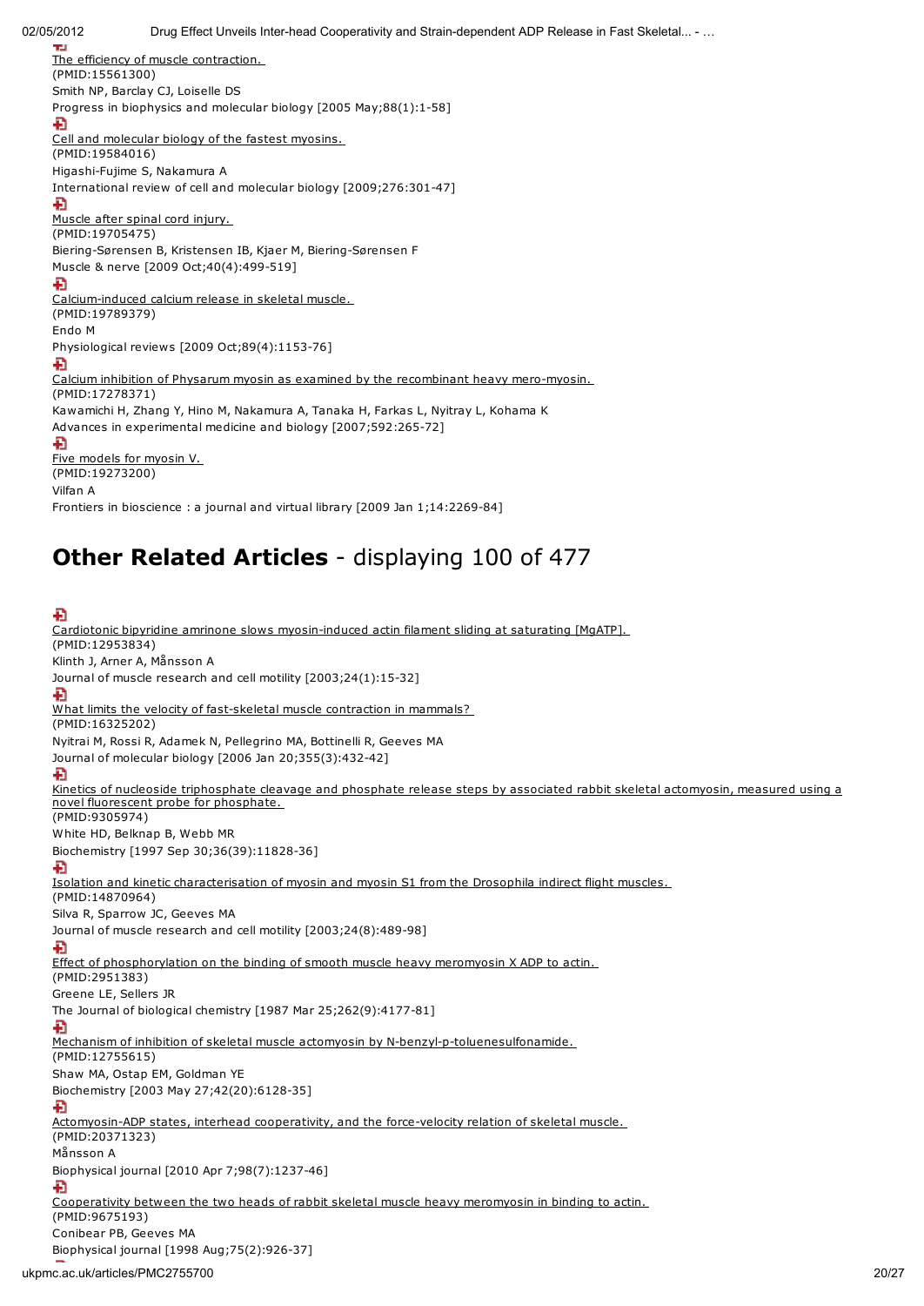The efficiency of muscle contraction.
(PMID:15561300)
Smith NP, Barclay CJ, Loiselle DS
Progress in biophysics and molecular biology [2005 May;88(1):1-58]

Cell and molecular biology of the fastest myosins.
(PMID:19584016)
Higashi-Fujime S, Nakamura A
International review of cell and molecular biology [2009;276:301-47]

Muscle after spinal cord injury.
(PMID:19705475)
Biering-Sørensen B, Kristensen IB, Kjaer M, Biering-Sørensen F
Muscle & nerve [2009 Oct;40(4):499-519]

Calcium-induced calcium release in skeletal muscle.
(PMID:19789379)
Endo M
Physiological reviews [2009 Oct;89(4):1153-76]

Calcium inhibition of Physarum myosin as examined by the recombinant heavy mero-myosin.
(PMID:17278371)
Kawamichi H, Zhang Y, Hino M, Nakamura A, Tanaka H, Farkas L, Nyitray L, Kohama K
Advances in experimental medicine and biology [2007;592:265-72]

Five models for myosin V.
(PMID:19273200)
Vilfan A
Frontiers in bioscience : a journal and virtual library [2009 Jan 1;14:2269-84]

## **Other Related Articles** - displaying 100 of 477

Cardiotonic bipyridine amrinone slows myosin-induced actin filament sliding at saturating [MgATP].
(PMID:12953834)
Klinth J, Arner A, Månsson A
Journal of muscle research and cell motility [2003;24(1):15-32]

What limits the velocity of fast-skeletal muscle contraction in mammals?
(PMID:16325202)
Nyitrai M, Rossi R, Adamek N, Pellegrino MA, Bottinelli R, Geeves MA
Journal of molecular biology [2006 Jan 20;355(3):432-42]

Kinetics of nucleoside triphosphate cleavage and phosphate release steps by associated rabbit skeletal actomyosin, measured using a novel fluorescent probe for phosphate.
(PMID:9305974)
White HD, Belknap B, Webb MR
Biochemistry [1997 Sep 30;36(39):11828-36]

Isolation and kinetic characterisation of myosin and myosin S1 from the Drosophila indirect flight muscles.
(PMID:14870964)
Silva R, Sparrow JC, Geeves MA
Journal of muscle research and cell motility [2003;24(8):489-98]

Effect of phosphorylation on the binding of smooth muscle heavy meromyosin X ADP to actin.
(PMID:2951383)
Greene LE, Sellers JR
The Journal of biological chemistry [1987 Mar 25;262(9):4177-81]

Mechanism of inhibition of skeletal muscle actomyosin by N-benzyl-p-toluenesulfonamide.
(PMID:12755615)
Shaw MA, Ostap EM, Goldman YE
Biochemistry [2003 May 27;42(20):6128-35]

Actomyosin-ADP states, interhead cooperativity, and the force-velocity relation of skeletal muscle.
(PMID:20371323)
Månsson A
Biophysical journal [2010 Apr 7;98(7):1237-46]

Cooperativity between the two heads of rabbit skeletal muscle heavy meromyosin in binding to actin.
(PMID:9675193)
Conibear PB, Geeves MA
Biophysical journal [1998 Aug;75(2):926-37]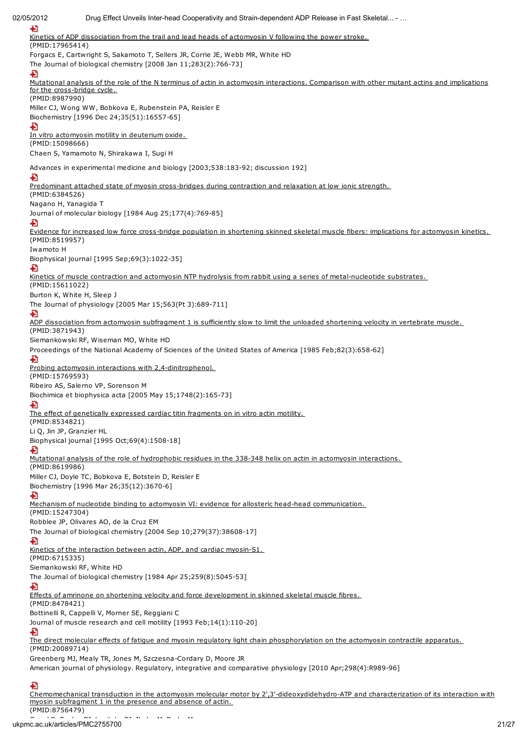Kinetics of ADP dissociation from the trail and lead heads of actomyosin V following the power stroke.
(PMID:17965414)
Forgacs E, Cartwright S, Sakamoto T, Sellers JR, Corrie JE, Webb MR, White HD
The Journal of biological chemistry [2008 Jan 11;283(2):766-73]

Mutational analysis of the role of the N terminus of actin in actomyosin interactions. Comparison with other mutant actins and implications for the cross-bridge cycle.
(PMID:8987990)
Miller CJ, Wong WW, Bobkova E, Rubenstein PA, Reisler E
Biochemistry [1996 Dec 24;35(51):16557-65]

In vitro actomyosin motility in deuterium oxide.
(PMID:15098666)
Chaen S, Yamamoto N, Shirakawa I, Sugi H
Advances in experimental medicine and biology [2003;538:183-92; discussion 192]

Predominant attached state of myosin cross-bridges during contraction and relaxation at low ionic strength.
(PMID:6384526)
Nagano H, Yanagida T
Journal of molecular biology [1984 Aug 25;177(4):769-85]

Evidence for increased low force cross-bridge population in shortening skinned skeletal muscle fibers: implications for actomyosin kinetics.
(PMID:8519957)
Iwamoto H
Biophysical journal [1995 Sep;69(3):1022-35]

Kinetics of muscle contraction and actomyosin NTP hydrolysis from rabbit using a series of metal-nucleotide substrates.
(PMID:15611022)
Burton K, White H, Sleep J
The Journal of physiology [2005 Mar 15;563(Pt 3):689-711]

ADP dissociation from actomyosin subfragment 1 is sufficiently slow to limit the unloaded shortening velocity in vertebrate muscle.
(PMID:3871943)
Siemankowski RF, Wiseman MO, White HD
Proceedings of the National Academy of Sciences of the United States of America [1985 Feb;82(3):658-62]

Probing actomyosin interactions with 2,4-dinitrophenol.
(PMID:15769593)
Ribeiro AS, Salerno VP, Sorenson M
Biochimica et biophysica acta [2005 May 15;1748(2):165-73]

The effect of genetically expressed cardiac titin fragments on in vitro actin motility.
(PMID:8534821)
Li Q, Jin JP, Granzier HL
Biophysical journal [1995 Oct;69(4):1508-18]

Mutational analysis of the role of hydrophobic residues in the 338-348 helix on actin in actomyosin interactions.
(PMID:8619986)
Miller CJ, Doyle TC, Bobkova E, Botstein D, Reisler E
Biochemistry [1996 Mar 26;35(12):3670-6]

Mechanism of nucleotide binding to actomyosin VI: evidence for allosteric head-head communication.
(PMID:15247304)
Robblee JP, Olivares AO, de la Cruz EM
The Journal of biological chemistry [2004 Sep 10;279(37):38608-17]

Kinetics of the interaction between actin, ADP, and cardiac myosin-S1.
(PMID:6715335)
Siemankowski RF, White HD
The Journal of biological chemistry [1984 Apr 25;259(8):5045-53]

Effects of amrinone on shortening velocity and force development in skinned skeletal muscle fibres.
(PMID:8478421)
Bottinelli R, Cappelli V, Morner SE, Reggiani C
Journal of muscle research and cell motility [1993 Feb;14(1):110-20]

The direct molecular effects of fatigue and myosin regulatory light chain phosphorylation on the actomyosin contractile apparatus.
(PMID:20089714)
Greenberg MJ, Mealy TR, Jones M, Szczesna-Cordary D, Moore JR
American journal of physiology. Regulatory, integrative and comparative physiology [2010 Apr;298(4):R989-96]

Chemomechanical transduction in the actomyosin molecular motor by 2',3'-dideoxydidehydro-ATP and characterization of its interaction with myosin subfragment 1 in the presence and absence of actin.
(PMID:8756479)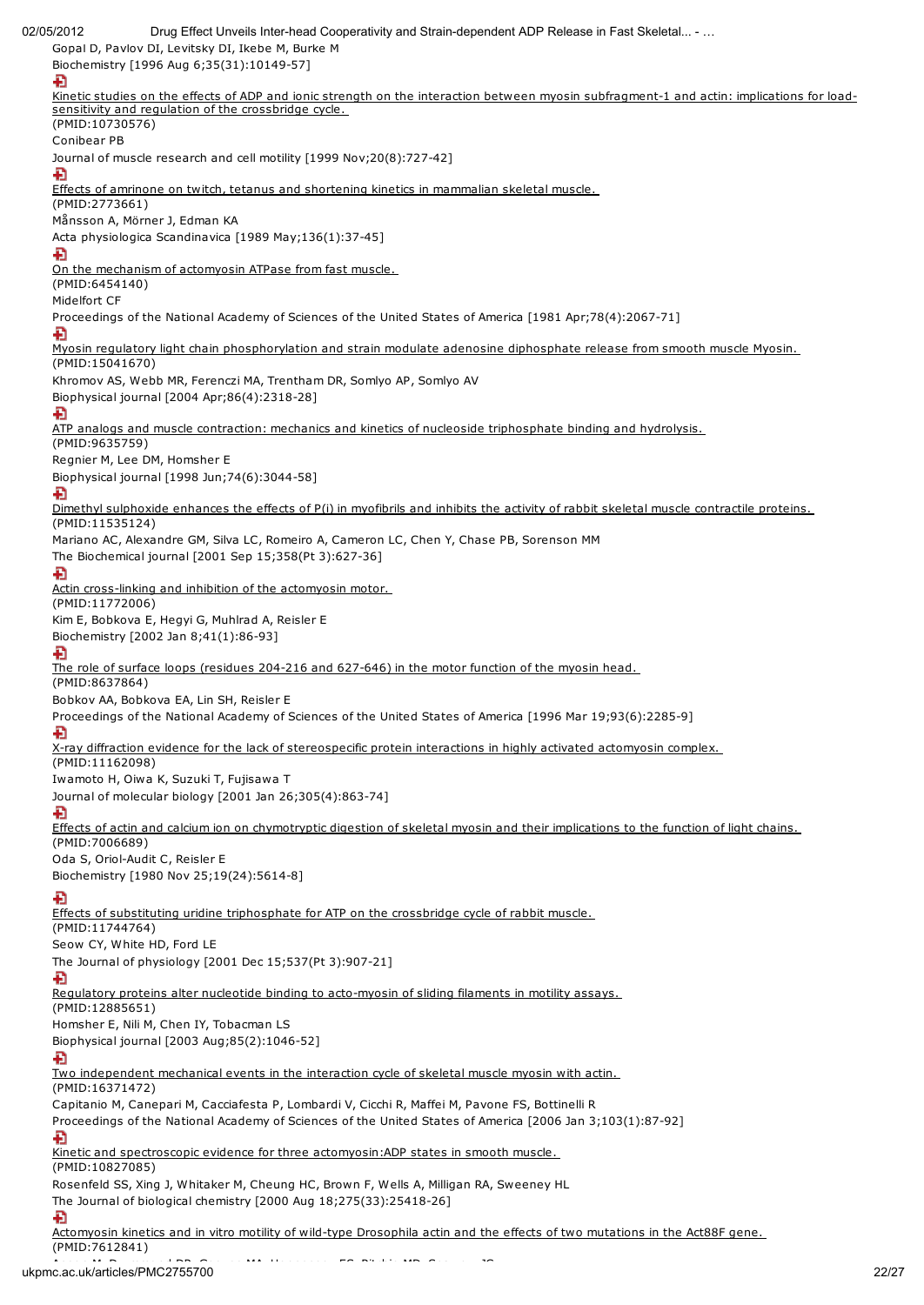Gopal D, Pavlov DI, Levitsky DI, Ikebe M, Burke M

Biochemistry [1996 Aug 6;35(31):10149-57]

Kinetic studies on the effects of ADP and ionic strength on the interaction between myosin subfragment-1 and actin: implications for load-sensitivity and regulation of the crossbridge cycle.
(PMID:10730576)

Conibear PB

Journal of muscle research and cell motility [1999 Nov;20(8):727-42]

Effects of amrinone on twitch, tetanus and shortening kinetics in mammalian skeletal muscle.
(PMID:2773661)

Månsson A, Mörner J, Edman KA

Acta physiologica Scandinavica [1989 May;136(1):37-45]

On the mechanism of actomyosin ATPase from fast muscle.
(PMID:6454140)

Midelfort CF

Proceedings of the National Academy of Sciences of the United States of America [1981 Apr;78(4):2067-71]

Myosin regulatory light chain phosphorylation and strain modulate adenosine diphosphate release from smooth muscle Myosin.
(PMID:15041670)

Khromov AS, Webb MR, Ferenczi MA, Trentham DR, Somlyo AP, Somlyo AV

Biophysical journal [2004 Apr;86(4):2318-28]

ATP analogs and muscle contraction: mechanics and kinetics of nucleoside triphosphate binding and hydrolysis.
(PMID:9635759)

Regnier M, Lee DM, Homsher E

Biophysical journal [1998 Jun;74(6):3044-58]

Dimethyl sulphoxide enhances the effects of P(i) in myofibrils and inhibits the activity of rabbit skeletal muscle contractile proteins.
(PMID:11535124)

Mariano AC, Alexandre GM, Silva LC, Romeiro A, Cameron LC, Chen Y, Chase PB, Sorenson MM

The Biochemical journal [2001 Sep 15;358(Pt 3):627-36]

Actin cross-linking and inhibition of the actomyosin motor.
(PMID:11772006)

Kim E, Bobkova E, Hegyi G, Muhlrad A, Reisler E

Biochemistry [2002 Jan 8;41(1):86-93]

The role of surface loops (residues 204-216 and 627-646) in the motor function of the myosin head.
(PMID:8637864)

Bobkov AA, Bobkova EA, Lin SH, Reisler E

Proceedings of the National Academy of Sciences of the United States of America [1996 Mar 19;93(6):2285-9]

X-ray diffraction evidence for the lack of stereospecific protein interactions in highly activated actomyosin complex.
(PMID:11162098)

Iwamoto H, Oiwa K, Suzuki T, Fujisawa T

Journal of molecular biology [2001 Jan 26;305(4):863-74]

Effects of actin and calcium ion on chymotryptic digestion of skeletal myosin and their implications to the function of light chains.
(PMID:7006689)

Oda S, Oriol-Audit C, Reisler E

Biochemistry [1980 Nov 25;19(24):5614-8]

Effects of substituting uridine triphosphate for ATP on the crossbridge cycle of rabbit muscle.
(PMID:11744764)

Seow CY, White HD, Ford LE

The Journal of physiology [2001 Dec 15;537(Pt 3):907-21]

Regulatory proteins alter nucleotide binding to acto-myosin of sliding filaments in motility assays.
(PMID:12885651)

Homsher E, Nili M, Chen IY, Tobacman LS

Biophysical journal [2003 Aug;85(2):1046-52]

Two independent mechanical events in the interaction cycle of skeletal muscle myosin with actin.
(PMID:16371472)

Capitanio M, Canepari M, Cacciafesta P, Lombardi V, Cicchi R, Maffei M, Pavone FS, Bottinelli R

Proceedings of the National Academy of Sciences of the United States of America [2006 Jan 3;103(1):87-92]

Kinetic and spectroscopic evidence for three actomyosin:ADP states in smooth muscle.
(PMID:10827085)

Rosenfeld SS, Xing J, Whitaker M, Cheung HC, Brown F, Wells A, Milligan RA, Sweeney HL

The Journal of biological chemistry [2000 Aug 18;275(33):25418-26]

Actomyosin kinetics and in vitro motility of wild-type Drosophila actin and the effects of two mutations in the Act88F gene.
(PMID:7612841)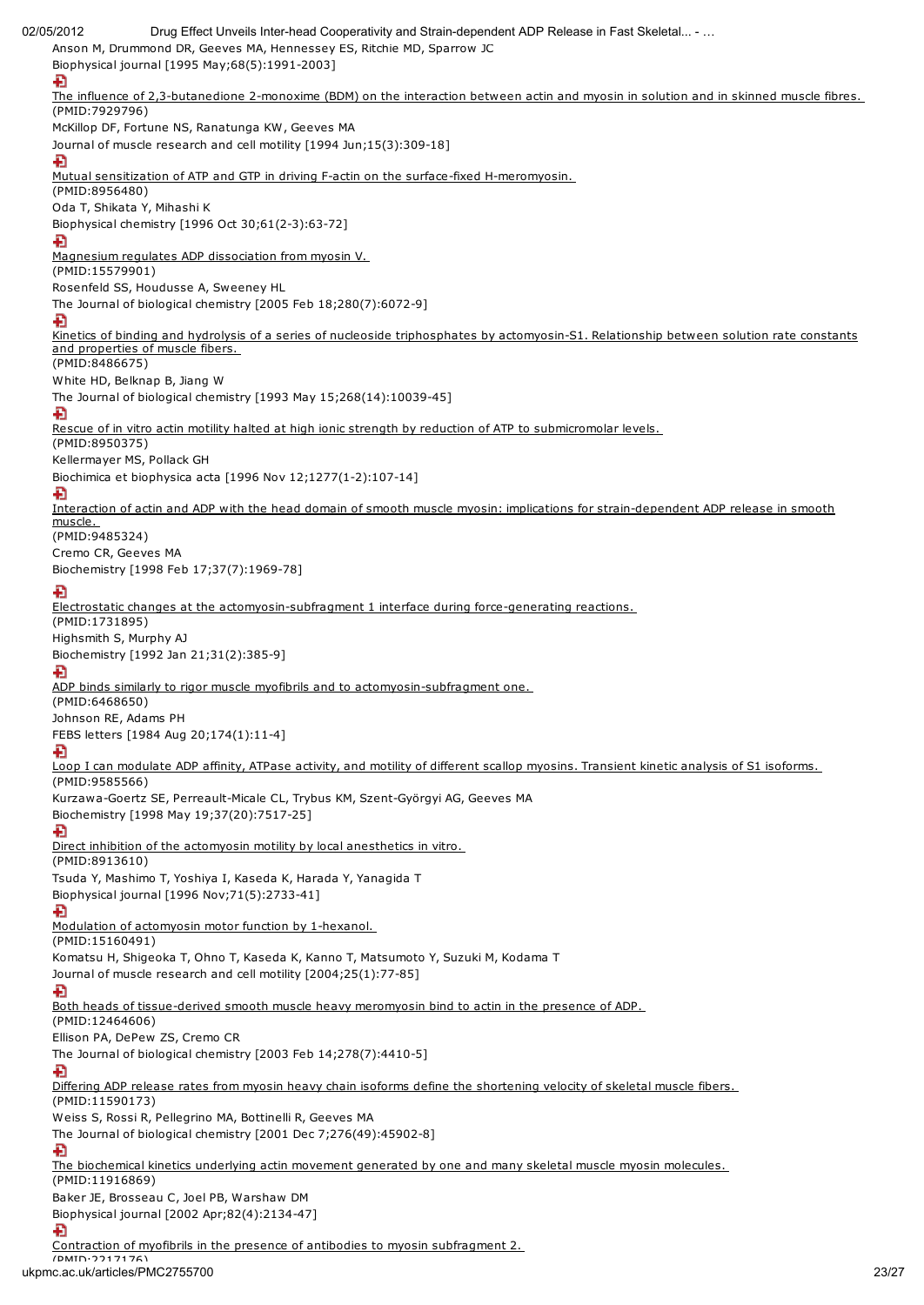Anson M, Drummond DR, Geeves MA, Hennessey ES, Ritchie MD, Sparrow JC

Biophysical journal [1995 May;68(5):1991-2003]

The influence of 2,3-butanedione 2-monoxime (BDM) on the interaction between actin and myosin in solution and in skinned muscle fibres.
(PMID:7929796)

McKillop DF, Fortune NS, Ranatunga KW, Geeves MA

Journal of muscle research and cell motility [1994 Jun;15(3):309-18]

Mutual sensitization of ATP and GTP in driving F-actin on the surface-fixed H-meromyosin.
(PMID:8956480)

Oda T, Shikata Y, Mihashi K

Biophysical chemistry [1996 Oct 30;61(2-3):63-72]

Magnesium regulates ADP dissociation from myosin V.
(PMID:15579901)

Rosenfeld SS, Houdusse A, Sweeney HL

The Journal of biological chemistry [2005 Feb 18;280(7):6072-9]

Kinetics of binding and hydrolysis of a series of nucleoside triphosphates by actomyosin-S1. Relationship between solution rate constants and properties of muscle fibers.
(PMID:8486675)

White HD, Belknap B, Jiang W

The Journal of biological chemistry [1993 May 15;268(14):10039-45]

Rescue of in vitro actin motility halted at high ionic strength by reduction of ATP to submicromolar levels.
(PMID:8950375)

Kellermayer MS, Pollack GH

Biochimica et biophysica acta [1996 Nov 12;1277(1-2):107-14]

Interaction of actin and ADP with the head domain of smooth muscle myosin: implications for strain-dependent ADP release in smooth muscle.
(PMID:9485324)

Cremo CR, Geeves MA

Biochemistry [1998 Feb 17;37(7):1969-78]

Electrostatic changes at the actomyosin-subfragment 1 interface during force-generating reactions.
(PMID:1731895)

Highsmith S, Murphy AJ

Biochemistry [1992 Jan 21;31(2):385-9]

ADP binds similarly to rigor muscle myofibrils and to actomyosin-subfragment one.
(PMID:6468650)

Johnson RE, Adams PH

FEBS letters [1984 Aug 20;174(1):11-4]

Loop I can modulate ADP affinity, ATPase activity, and motility of different scallop myosins. Transient kinetic analysis of S1 isoforms.
(PMID:9585566)

Kurzawa-Goertz SE, Perreault-Micale CL, Trybus KM, Szent-Györgyi AG, Geeves MA

Biochemistry [1998 May 19;37(20):7517-25]

Direct inhibition of the actomyosin motility by local anesthetics in vitro.
(PMID:8913610)

Tsuda Y, Mashimo T, Yoshiya I, Kaseda K, Harada Y, Yanagida T

Biophysical journal [1996 Nov;71(5):2733-41]

Modulation of actomyosin motor function by 1-hexanol.
(PMID:15160491)

Komatsu H, Shigeoka T, Ohno T, Kaseda K, Kanno T, Matsumoto Y, Suzuki M, Kodama T

Journal of muscle research and cell motility [2004;25(1):77-85]

Both heads of tissue-derived smooth muscle heavy meromyosin bind to actin in the presence of ADP.
(PMID:12464606)

Ellison PA, DePew ZS, Cremo CR

The Journal of biological chemistry [2003 Feb 14;278(7):4410-5]

Differing ADP release rates from myosin heavy chain isoforms define the shortening velocity of skeletal muscle fibers.
(PMID:11590173)

Weiss S, Rossi R, Pellegrino MA, Bottinelli R, Geeves MA

The Journal of biological chemistry [2001 Dec 7;276(49):45902-8]

The biochemical kinetics underlying actin movement generated by one and many skeletal muscle myosin molecules.
(PMID:11916869)

Baker JE, Brosseau C, Joel PB, Warshaw DM

Biophysical journal [2002 Apr;82(4):2134-47]

Contraction of myofibrils in the presence of antibodies to myosin subfragment 2.
(PMID:2217176)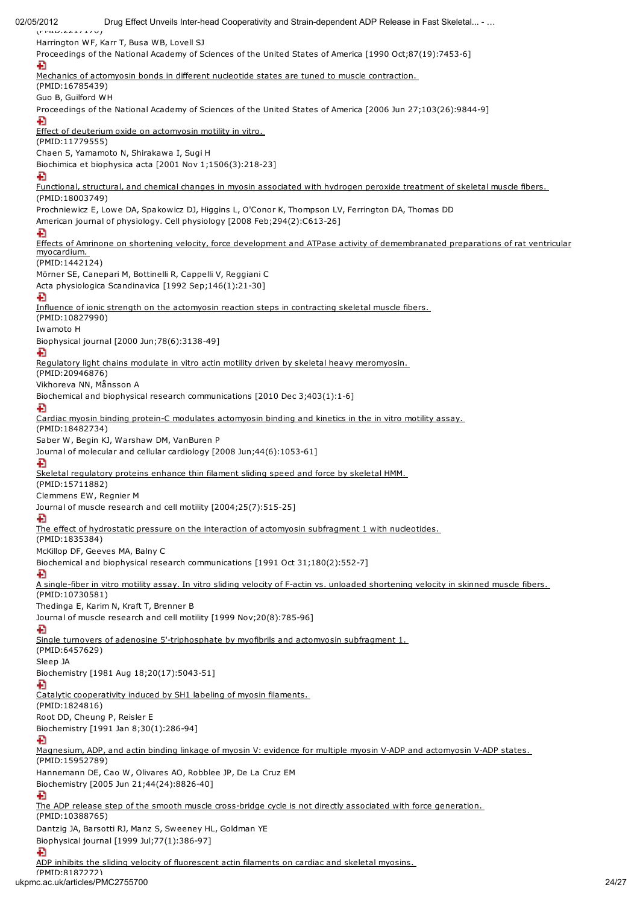(PMID:2217176)

Harrington WF, Karr T, Busa WB, Lovell SJ

Proceedings of the National Academy of Sciences of the United States of America [1990 Oct;87(19):7453-6]

Mechanics of actomyosin bonds in different nucleotide states are tuned to muscle contraction.

(PMID:16785439)

Guo B, Guilford WH

Proceedings of the National Academy of Sciences of the United States of America [2006 Jun 27;103(26):9844-9]

Effect of deuterium oxide on actomyosin motility in vitro.

(PMID:11779555)

Chaen S, Yamamoto N, Shirakawa I, Sugi H

Biochimica et biophysica acta [2001 Nov 1;1506(3):218-23]

Functional, structural, and chemical changes in myosin associated with hydrogen peroxide treatment of skeletal muscle fibers.

(PMID:18003749)

Prochniewicz E, Lowe DA, Spakowicz DJ, Higgins L, O'Conor K, Thompson LV, Ferrington DA, Thomas DD

American journal of physiology. Cell physiology [2008 Feb;294(2):C613-26]

Effects of Amrinone on shortening velocity, force development and ATPase activity of demembranated preparations of rat ventricular myocardium.

(PMID:1442124)

Mörner SE, Canepari M, Bottinelli R, Cappelli V, Reggiani C

Acta physiologica Scandinavica [1992 Sep;146(1):21-30]

Influence of ionic strength on the actomyosin reaction steps in contracting skeletal muscle fibers.

(PMID:10827990)

Iwamoto H

Biophysical journal [2000 Jun;78(6):3138-49]

Regulatory light chains modulate in vitro actin motility driven by skeletal heavy meromyosin.

(PMID:20946876)

Vikhoreva NN, Månsson A

Biochemical and biophysical research communications [2010 Dec 3;403(1):1-6]

Cardiac myosin binding protein-C modulates actomyosin binding and kinetics in the in vitro motility assay.

(PMID:18482734)

Saber W, Begin KJ, Warshaw DM, VanBuren P

Journal of molecular and cellular cardiology [2008 Jun;44(6):1053-61]

Skeletal regulatory proteins enhance thin filament sliding speed and force by skeletal HMM.

(PMID:15711882)

Clemmens EW, Regnier M

Journal of muscle research and cell motility [2004;25(7):515-25]

The effect of hydrostatic pressure on the interaction of actomyosin subfragment 1 with nucleotides.

(PMID:1835384)

McKillop DF, Geeves MA, Balny C

Biochemical and biophysical research communications [1991 Oct 31;180(2):552-7]

A single-fiber in vitro motility assay. In vitro sliding velocity of F-actin vs. unloaded shortening velocity in skinned muscle fibers.

(PMID:10730581)

Thedinga E, Karim N, Kraft T, Brenner B

Journal of muscle research and cell motility [1999 Nov;20(8):785-96]

Single turnovers of adenosine 5'-triphosphate by myofibrils and actomyosin subfragment 1.

(PMID:6457629)

Sleep JA

Biochemistry [1981 Aug 18;20(17):5043-51]

Catalytic cooperativity induced by SH1 labeling of myosin filaments.

(PMID:1824816)

Root DD, Cheung P, Reisler E

Biochemistry [1991 Jan 8;30(1):286-94]

Magnesium, ADP, and actin binding linkage of myosin V: evidence for multiple myosin V-ADP and actomyosin V-ADP states.

(PMID:15952789)

Hannemann DE, Cao W, Olivares AO, Robblee JP, De La Cruz EM

Biochemistry [2005 Jun 21;44(24):8826-40]

The ADP release step of the smooth muscle cross-bridge cycle is not directly associated with force generation.

(PMID:10388765)

Dantzig JA, Barsotti RJ, Manz S, Sweeney HL, Goldman YE

Biophysical journal [1999 Jul;77(1):386-97]

ADP inhibits the sliding velocity of fluorescent actin filaments on cardiac and skeletal myosins.

(PMID:8187272)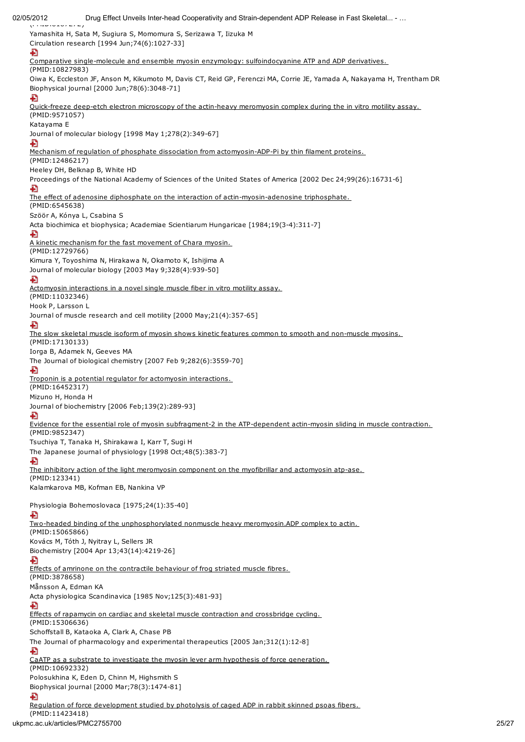Yamashita H, Sata M, Sugiura S, Momomura S, Serizawa T, Iizuka M
Circulation research [1994 Jun;74(6):1027-33]

Comparative single-molecule and ensemble myosin enzymology: sulfoindocyanine ATP and ADP derivatives.
(PMID:10827983)
Oiwa K, Eccleston JF, Anson M, Kikumoto M, Davis CT, Reid GP, Ferenczi MA, Corrie JE, Yamada A, Nakayama H, Trentham DR
Biophysical journal [2000 Jun;78(6):3048-71]

Quick-freeze deep-etch electron microscopy of the actin-heavy meromyosin complex during the in vitro motility assay.
(PMID:9571057)
Katayama E
Journal of molecular biology [1998 May 1;278(2):349-67]

Mechanism of regulation of phosphate dissociation from actomyosin-ADP-Pi by thin filament proteins.
(PMID:12486217)
Heeley DH, Belknap B, White HD
Proceedings of the National Academy of Sciences of the United States of America [2002 Dec 24;99(26):16731-6]

The effect of adenosine diphosphate on the interaction of actin-myosin-adenosine triphosphate.
(PMID:6545638)
Szöör A, Kónya L, Csabina S
Acta biochimica et biophysica; Academiae Scientiarum Hungaricae [1984;19(3-4):311-7]

A kinetic mechanism for the fast movement of Chara myosin.
(PMID:12729766)
Kimura Y, Toyoshima N, Hirakawa N, Okamoto K, Ishijima A
Journal of molecular biology [2003 May 9;328(4):939-50]

Actomyosin interactions in a novel single muscle fiber in vitro motility assay.
(PMID:11032346)
Hook P, Larsson L
Journal of muscle research and cell motility [2000 May;21(4):357-65]

The slow skeletal muscle isoform of myosin shows kinetic features common to smooth and non-muscle myosins.
(PMID:17130133)
Iorga B, Adamek N, Geeves MA
The Journal of biological chemistry [2007 Feb 9;282(6):3559-70]

Troponin is a potential regulator for actomyosin interactions.
(PMID:16452317)
Mizuno H, Honda H
Journal of biochemistry [2006 Feb;139(2):289-93]

Evidence for the essential role of myosin subfragment-2 in the ATP-dependent actin-myosin sliding in muscle contraction.
(PMID:9852347)
Tsuchiya T, Tanaka H, Shirakawa I, Karr T, Sugi H
The Japanese journal of physiology [1998 Oct;48(5):383-7]

The inhibitory action of the light meromyosin component on the myofibrillar and actomyosin atp-ase.
(PMID:123341)
Kalamkarova MB, Kofman EB, Nankina VP

Physiologia Bohemoslovaca [1975;24(1):35-40]

Two-headed binding of the unphosphorylated nonmuscle heavy meromyosin.ADP complex to actin.
(PMID:15065866)
Kovács M, Tóth J, Nyitray L, Sellers JR
Biochemistry [2004 Apr 13;43(14):4219-26]

Effects of amrinone on the contractile behaviour of frog striated muscle fibres.
(PMID:3878658)
Månsson A, Edman KA
Acta physiologica Scandinavica [1985 Nov;125(3):481-93]

Effects of rapamycin on cardiac and skeletal muscle contraction and crossbridge cycling.
(PMID:15306636)
Schoffstall B, Kataoka A, Clark A, Chase PB
The Journal of pharmacology and experimental therapeutics [2005 Jan;312(1):12-8]

CaATP as a substrate to investigate the myosin lever arm hypothesis of force generation.
(PMID:10692332)
Polosukhina K, Eden D, Chinn M, Highsmith S
Biophysical journal [2000 Mar;78(3):1474-81]

Regulation of force development studied by photolysis of caged ADP in rabbit skinned psoas fibers.
(PMID:11423418)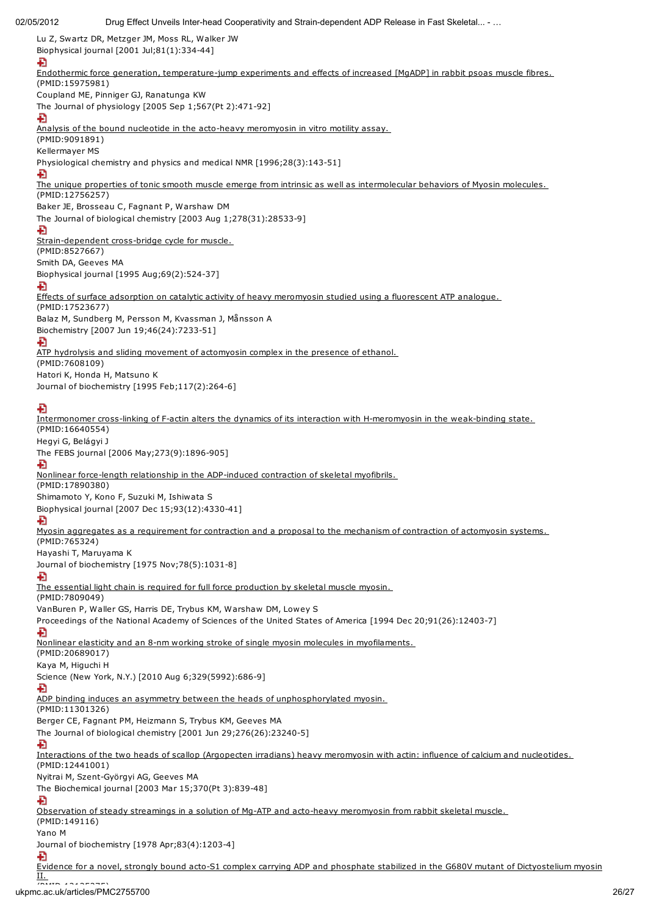Lu Z, Swartz DR, Metzger JM, Moss RL, Walker JW
Biophysical journal [2001 Jul;81(1):334-44]

Endothermic force generation, temperature-jump experiments and effects of increased [MgADP] in rabbit psoas muscle fibres.
(PMID:15975981)
Coupland ME, Pinniger GJ, Ranatunga KW
The Journal of physiology [2005 Sep 1;567(Pt 2):471-92]

Analysis of the bound nucleotide in the acto-heavy meromyosin in vitro motility assay.
(PMID:9091891)
Kellermayer MS
Physiological chemistry and physics and medical NMR [1996;28(3):143-51]

The unique properties of tonic smooth muscle emerge from intrinsic as well as intermolecular behaviors of Myosin molecules.
(PMID:12756257)
Baker JE, Brosseau C, Fagnant P, Warshaw DM
The Journal of biological chemistry [2003 Aug 1;278(31):28533-9]

Strain-dependent cross-bridge cycle for muscle.
(PMID:8527667)
Smith DA, Geeves MA
Biophysical journal [1995 Aug;69(2):524-37]

Effects of surface adsorption on catalytic activity of heavy meromyosin studied using a fluorescent ATP analogue.
(PMID:17523677)
Balaz M, Sundberg M, Persson M, Kvassman J, Månsson A
Biochemistry [2007 Jun 19;46(24):7233-51]

ATP hydrolysis and sliding movement of actomyosin complex in the presence of ethanol.
(PMID:7608109)
Hatori K, Honda H, Matsuno K
Journal of biochemistry [1995 Feb;117(2):264-6]

Intermonomer cross-linking of F-actin alters the dynamics of its interaction with H-meromyosin in the weak-binding state.
(PMID:16640554)
Hegyi G, Belágyi J
The FEBS journal [2006 May;273(9):1896-905]

Nonlinear force-length relationship in the ADP-induced contraction of skeletal myofibrils.
(PMID:17890380)
Shimamoto Y, Kono F, Suzuki M, Ishiwata S
Biophysical journal [2007 Dec 15;93(12):4330-41]

Myosin aggregates as a requirement for contraction and a proposal to the mechanism of contraction of actomyosin systems.
(PMID:765324)
Hayashi T, Maruyama K
Journal of biochemistry [1975 Nov;78(5):1031-8]

The essential light chain is required for full force production by skeletal muscle myosin.
(PMID:7809049)
VanBuren P, Waller GS, Harris DE, Trybus KM, Warshaw DM, Lowey S
Proceedings of the National Academy of Sciences of the United States of America [1994 Dec 20;91(26):12403-7]

Nonlinear elasticity and an 8-nm working stroke of single myosin molecules in myofilaments.
(PMID:20689017)
Kaya M, Higuchi H
Science (New York, N.Y.) [2010 Aug 6;329(5992):686-9]

ADP binding induces an asymmetry between the heads of unphosphorylated myosin.
(PMID:11301326)
Berger CE, Fagnant PM, Heizmann S, Trybus KM, Geeves MA
The Journal of biological chemistry [2001 Jun 29;276(26):23240-5]

Interactions of the two heads of scallop (Argopecten irradians) heavy meromyosin with actin: influence of calcium and nucleotides.
(PMID:12441001)
Nyitrai M, Szent-Györgyi AG, Geeves MA
The Biochemical journal [2003 Mar 15;370(Pt 3):839-48]

Observation of steady streamings in a solution of Mg-ATP and acto-heavy meromyosin from rabbit skeletal muscle.
(PMID:149116)
Yano M
Journal of biochemistry [1978 Apr;83(4):1203-4]

Evidence for a novel, strongly bound acto-S1 complex carrying ADP and phosphate stabilized in the G680V mutant of Dictyostelium myosin II.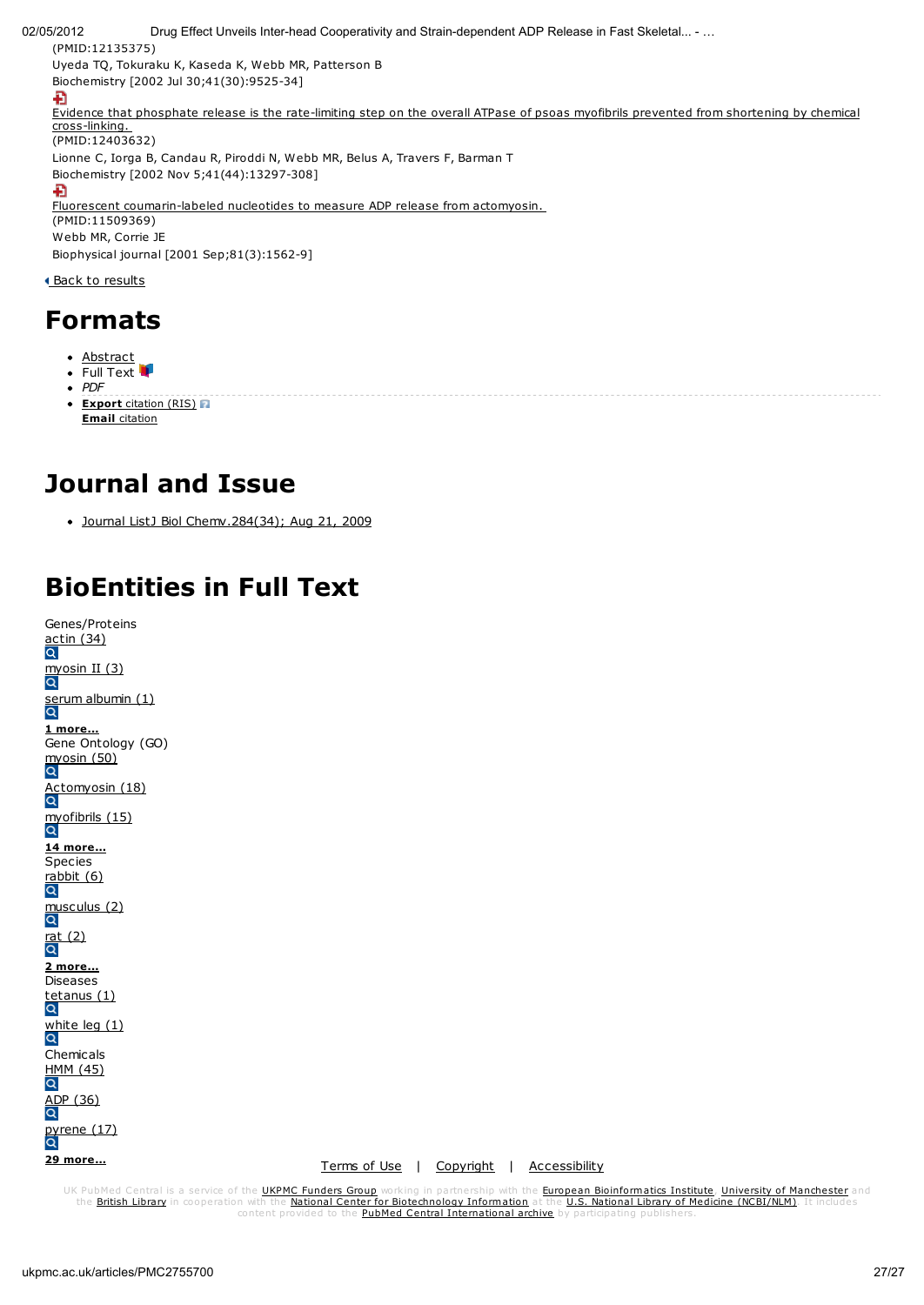(PMID:12135375)
Uyeda TQ, Tokuraku K, Kaseda K, Webb MR, Patterson B
Biochemistry [2002 Jul 30;41(30):9525-34]

Evidence that phosphate release is the rate-limiting step on the overall ATPase of psoas myofibrils prevented from shortening by chemical cross-linking.
(PMID:12403632)
Lionne C, Iorga B, Candau R, Piroddi N, Webb MR, Belus A, Travers F, Barman T
Biochemistry [2002 Nov 5;41(44):13297-308]

Fluorescent coumarin-labeled nucleotides to measure ADP release from actomyosin.
(PMID:11509369)
Webb MR, Corrie JE
Biophysical journal [2001 Sep;81(3):1562-9]

Back to results

# Formats

- Abstract
- Full Text
- *PDF*
- **Export** citation (RIS)
  **Email** citation

# Journal and Issue

- Journal ListJ Biol Chemv.284(34); Aug 21, 2009

# BioEntities in Full Text

Genes/Proteins
actin (34)
myosin II (3)
serum albumin (1)
**1 more...**

Gene Ontology (GO)
myosin (50)
Actomyosin (18)
myofibrils (15)
**14 more...**

Species
rabbit (6)
musculus (2)
rat (2)
**2 more...**

Diseases
tetanus (1)
white leg (1)

Chemicals
HMM (45)
ADP (36)
pyrene (17)
**29 more...**

Terms of Use | Copyright | Accessibility

UK PubMed Central is a service of the UKPMC Funders Group working in partnership with the European Bioinformatics Institute, University of Manchester and the British Library in cooperation with the National Center for Biotechnology Information at the U.S. National Library of Medicine (NCBI/NLM). It includes content provided to the PubMed Central International archive by participating publishers.